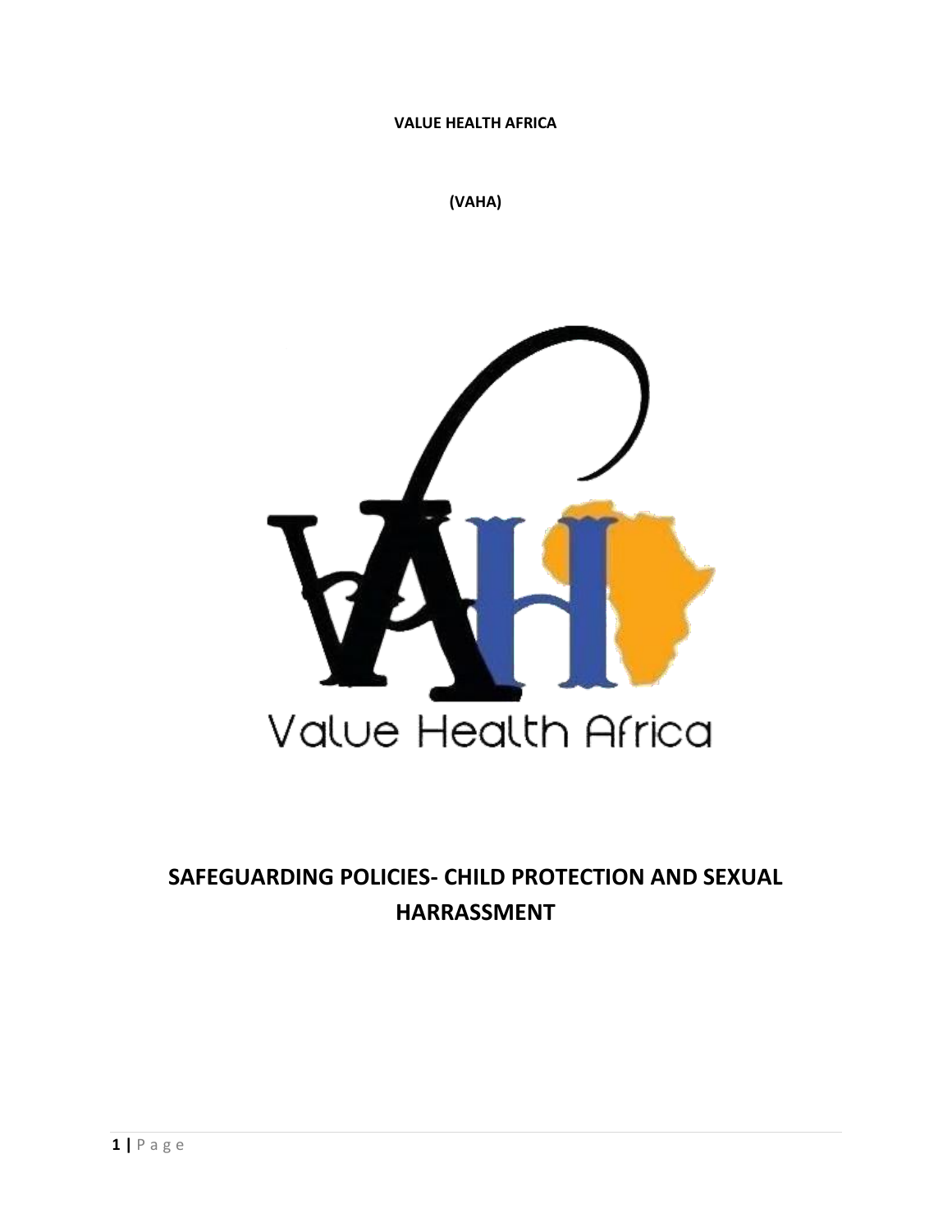**VALUE HEALTH AFRICA**

**(VAHA)**

# SAFEGUARDING POLICIES- CHILD PROTECTION AND SEXUAL HARRASSMENT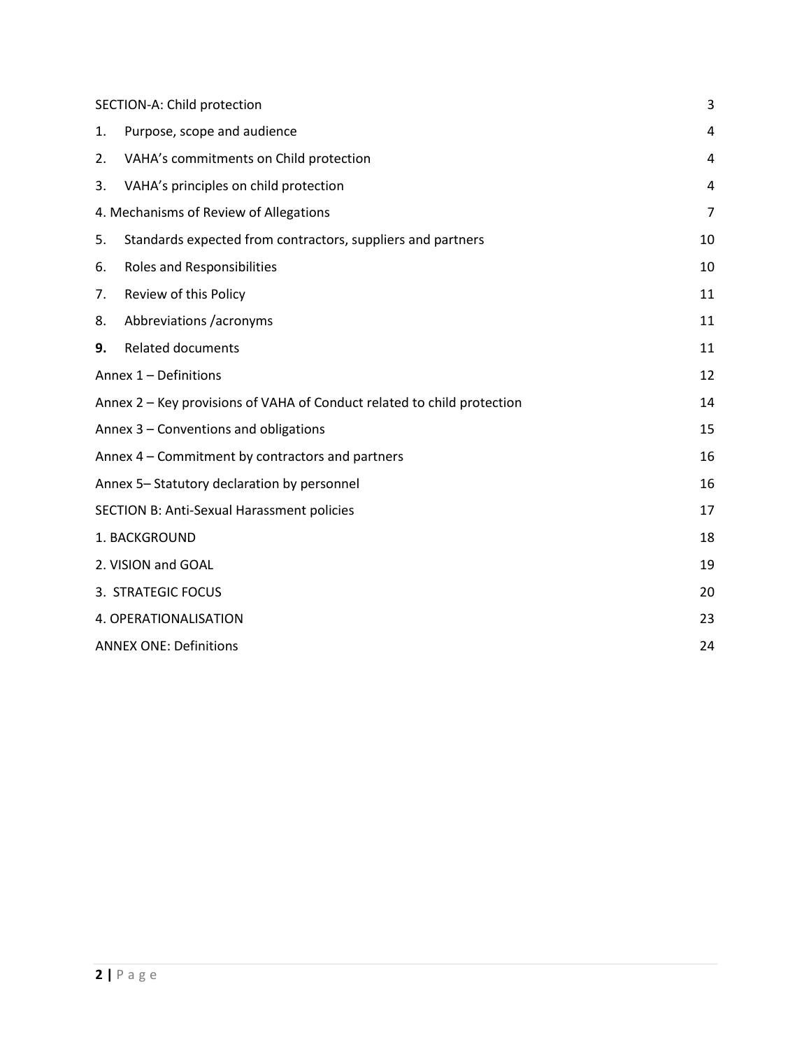| | |
|---|---|
| SECTION-A: Child protection | 3 |
| 1. Purpose, scope and audience | 4 |
| 2. VAHA's commitments on Child protection | 4 |
| 3. VAHA's principles on child protection | 4 |
| 4. Mechanisms of Review of Allegations | 7 |
| 5. Standards expected from contractors, suppliers and partners | 10 |
| 6. Roles and Responsibilities | 10 |
| 7. Review of this Policy | 11 |
| 8. Abbreviations /acronyms | 11 |
| **9.** Related documents | 11 |
| Annex 1 – Definitions | 12 |
| Annex 2 – Key provisions of VAHA of Conduct related to child protection | 14 |
| Annex 3 – Conventions and obligations | 15 |
| Annex 4 – Commitment by contractors and partners | 16 |
| Annex 5– Statutory declaration by personnel | 16 |
| SECTION B: Anti-Sexual Harassment policies | 17 |
| 1. BACKGROUND | 18 |
| 2. VISION and GOAL | 19 |
| 3. STRATEGIC FOCUS | 20 |
| 4. OPERATIONALISATION | 23 |
| ANNEX ONE: Definitions | 24 |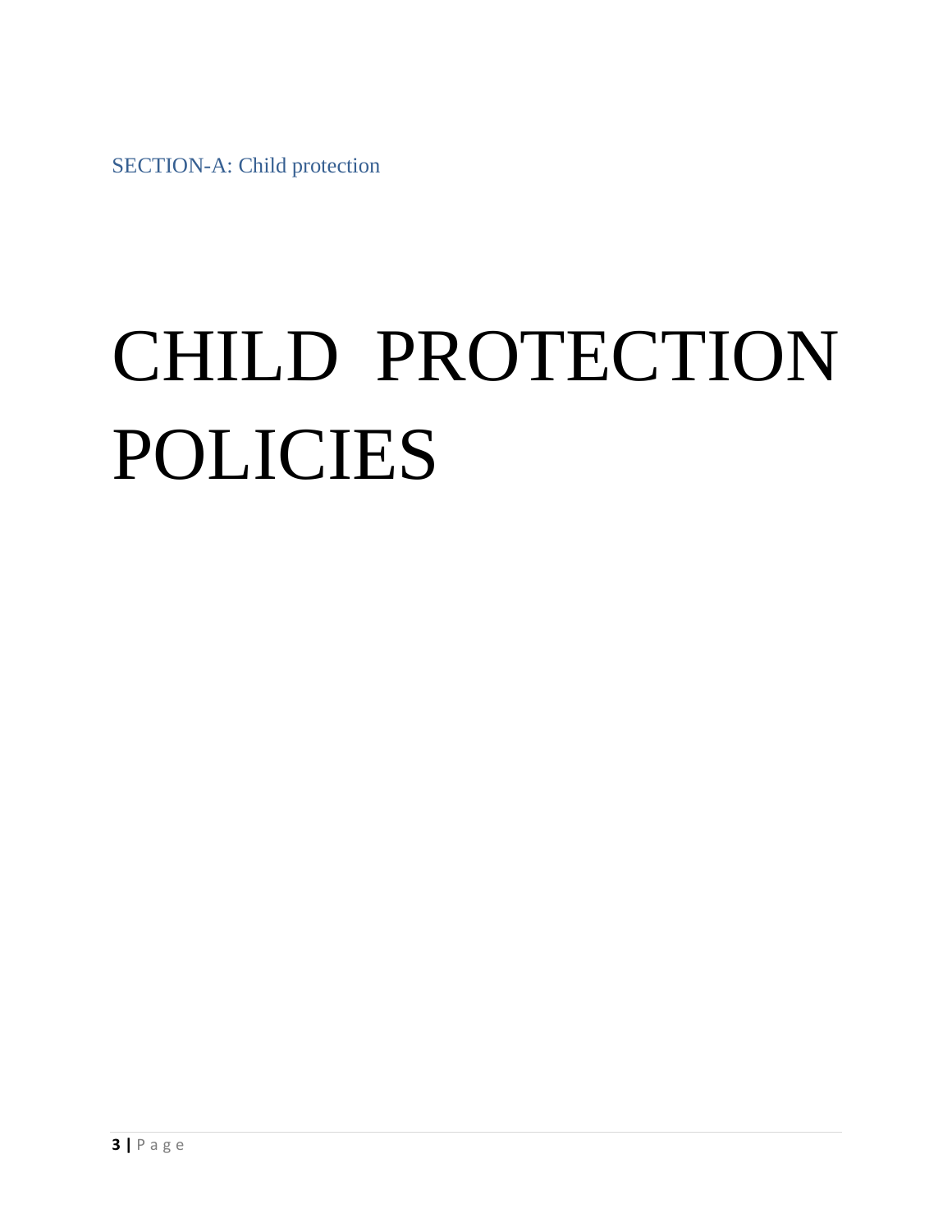SECTION-A: Child protection

# CHILD PROTECTION POLICIES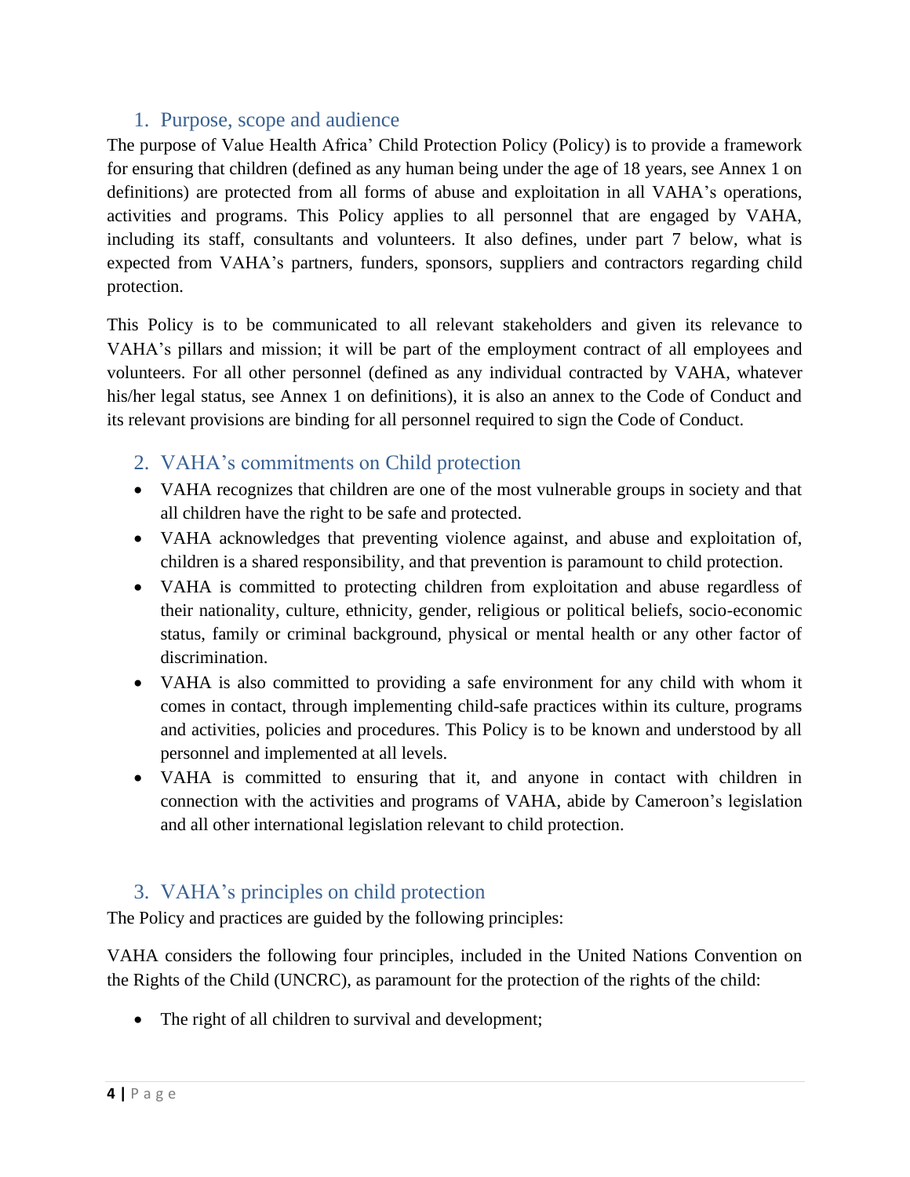## 1. Purpose, scope and audience

The purpose of Value Health Africa' Child Protection Policy (Policy) is to provide a framework for ensuring that children (defined as any human being under the age of 18 years, see Annex 1 on definitions) are protected from all forms of abuse and exploitation in all VAHA's operations, activities and programs. This Policy applies to all personnel that are engaged by VAHA, including its staff, consultants and volunteers. It also defines, under part 7 below, what is expected from VAHA's partners, funders, sponsors, suppliers and contractors regarding child protection.

This Policy is to be communicated to all relevant stakeholders and given its relevance to VAHA's pillars and mission; it will be part of the employment contract of all employees and volunteers. For all other personnel (defined as any individual contracted by VAHA, whatever his/her legal status, see Annex 1 on definitions), it is also an annex to the Code of Conduct and its relevant provisions are binding for all personnel required to sign the Code of Conduct.

## 2. VAHA's commitments on Child protection

- VAHA recognizes that children are one of the most vulnerable groups in society and that all children have the right to be safe and protected.
- VAHA acknowledges that preventing violence against, and abuse and exploitation of, children is a shared responsibility, and that prevention is paramount to child protection.
- VAHA is committed to protecting children from exploitation and abuse regardless of their nationality, culture, ethnicity, gender, religious or political beliefs, socio-economic status, family or criminal background, physical or mental health or any other factor of discrimination.
- VAHA is also committed to providing a safe environment for any child with whom it comes in contact, through implementing child-safe practices within its culture, programs and activities, policies and procedures. This Policy is to be known and understood by all personnel and implemented at all levels.
- VAHA is committed to ensuring that it, and anyone in contact with children in connection with the activities and programs of VAHA, abide by Cameroon's legislation and all other international legislation relevant to child protection.

## 3. VAHA's principles on child protection

The Policy and practices are guided by the following principles:

VAHA considers the following four principles, included in the United Nations Convention on the Rights of the Child (UNCRC), as paramount for the protection of the rights of the child:

- The right of all children to survival and development;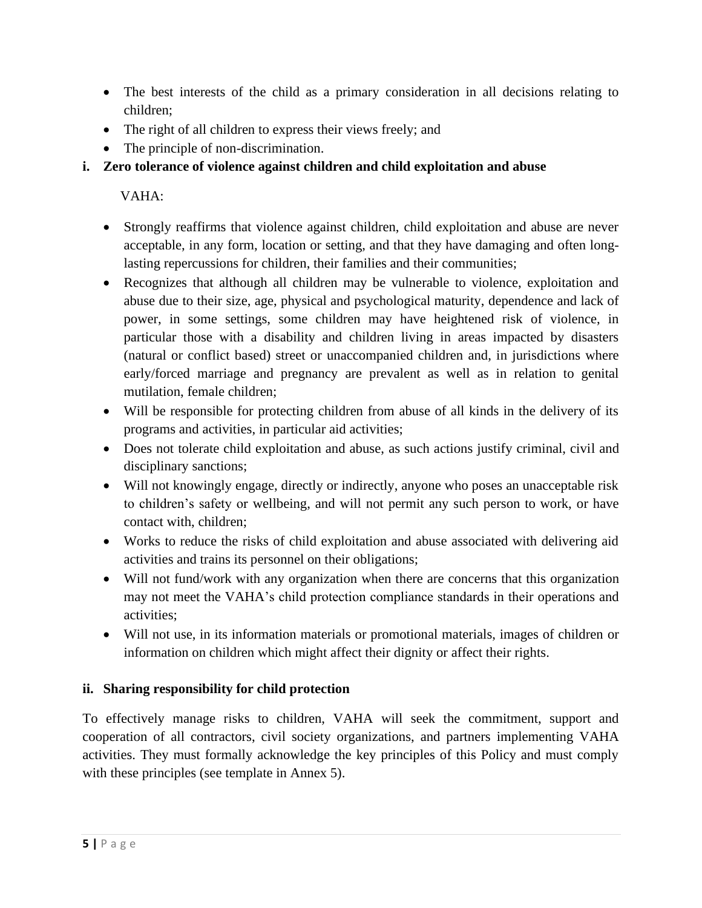- The best interests of the child as a primary consideration in all decisions relating to children;
- The right of all children to express their views freely; and
- The principle of non-discrimination.

**i. Zero tolerance of violence against children and child exploitation and abuse**

VAHA:

- Strongly reaffirms that violence against children, child exploitation and abuse are never acceptable, in any form, location or setting, and that they have damaging and often long-lasting repercussions for children, their families and their communities;
- Recognizes that although all children may be vulnerable to violence, exploitation and abuse due to their size, age, physical and psychological maturity, dependence and lack of power, in some settings, some children may have heightened risk of violence, in particular those with a disability and children living in areas impacted by disasters (natural or conflict based) street or unaccompanied children and, in jurisdictions where early/forced marriage and pregnancy are prevalent as well as in relation to genital mutilation, female children;
- Will be responsible for protecting children from abuse of all kinds in the delivery of its programs and activities, in particular aid activities;
- Does not tolerate child exploitation and abuse, as such actions justify criminal, civil and disciplinary sanctions;
- Will not knowingly engage, directly or indirectly, anyone who poses an unacceptable risk to children's safety or wellbeing, and will not permit any such person to work, or have contact with, children;
- Works to reduce the risks of child exploitation and abuse associated with delivering aid activities and trains its personnel on their obligations;
- Will not fund/work with any organization when there are concerns that this organization may not meet the VAHA's child protection compliance standards in their operations and activities;
- Will not use, in its information materials or promotional materials, images of children or information on children which might affect their dignity or affect their rights.

**ii. Sharing responsibility for child protection**

To effectively manage risks to children, VAHA will seek the commitment, support and cooperation of all contractors, civil society organizations, and partners implementing VAHA activities. They must formally acknowledge the key principles of this Policy and must comply with these principles (see template in Annex 5).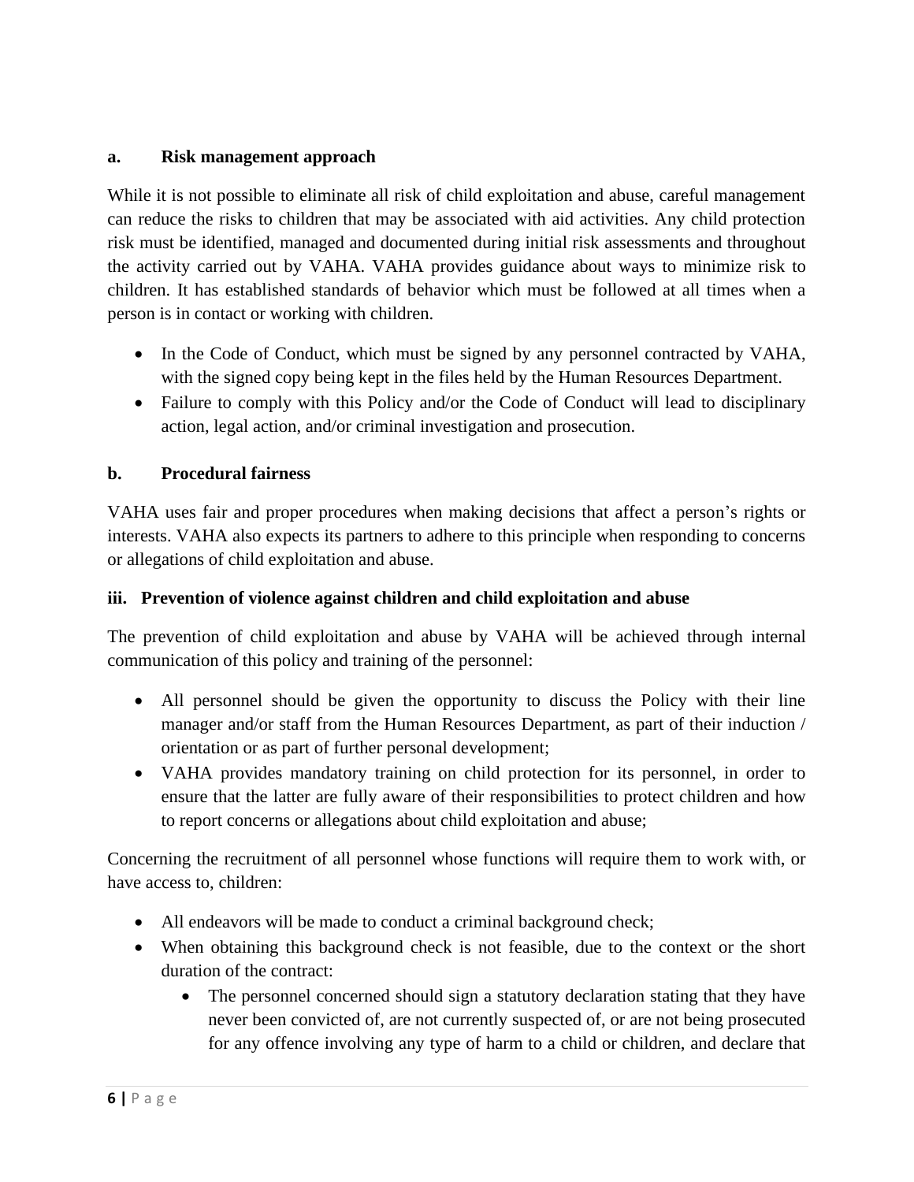#### a. Risk management approach

While it is not possible to eliminate all risk of child exploitation and abuse, careful management can reduce the risks to children that may be associated with aid activities. Any child protection risk must be identified, managed and documented during initial risk assessments and throughout the activity carried out by VAHA. VAHA provides guidance about ways to minimize risk to children. It has established standards of behavior which must be followed at all times when a person is in contact or working with children.

- In the Code of Conduct, which must be signed by any personnel contracted by VAHA, with the signed copy being kept in the files held by the Human Resources Department.
- Failure to comply with this Policy and/or the Code of Conduct will lead to disciplinary action, legal action, and/or criminal investigation and prosecution.

#### b. Procedural fairness

VAHA uses fair and proper procedures when making decisions that affect a person's rights or interests. VAHA also expects its partners to adhere to this principle when responding to concerns or allegations of child exploitation and abuse.

### iii. Prevention of violence against children and child exploitation and abuse

The prevention of child exploitation and abuse by VAHA will be achieved through internal communication of this policy and training of the personnel:

- All personnel should be given the opportunity to discuss the Policy with their line manager and/or staff from the Human Resources Department, as part of their induction / orientation or as part of further personal development;
- VAHA provides mandatory training on child protection for its personnel, in order to ensure that the latter are fully aware of their responsibilities to protect children and how to report concerns or allegations about child exploitation and abuse;

Concerning the recruitment of all personnel whose functions will require them to work with, or have access to, children:

- All endeavors will be made to conduct a criminal background check;
- When obtaining this background check is not feasible, due to the context or the short duration of the contract:
    - The personnel concerned should sign a statutory declaration stating that they have never been convicted of, are not currently suspected of, or are not being prosecuted for any offence involving any type of harm to a child or children, and declare that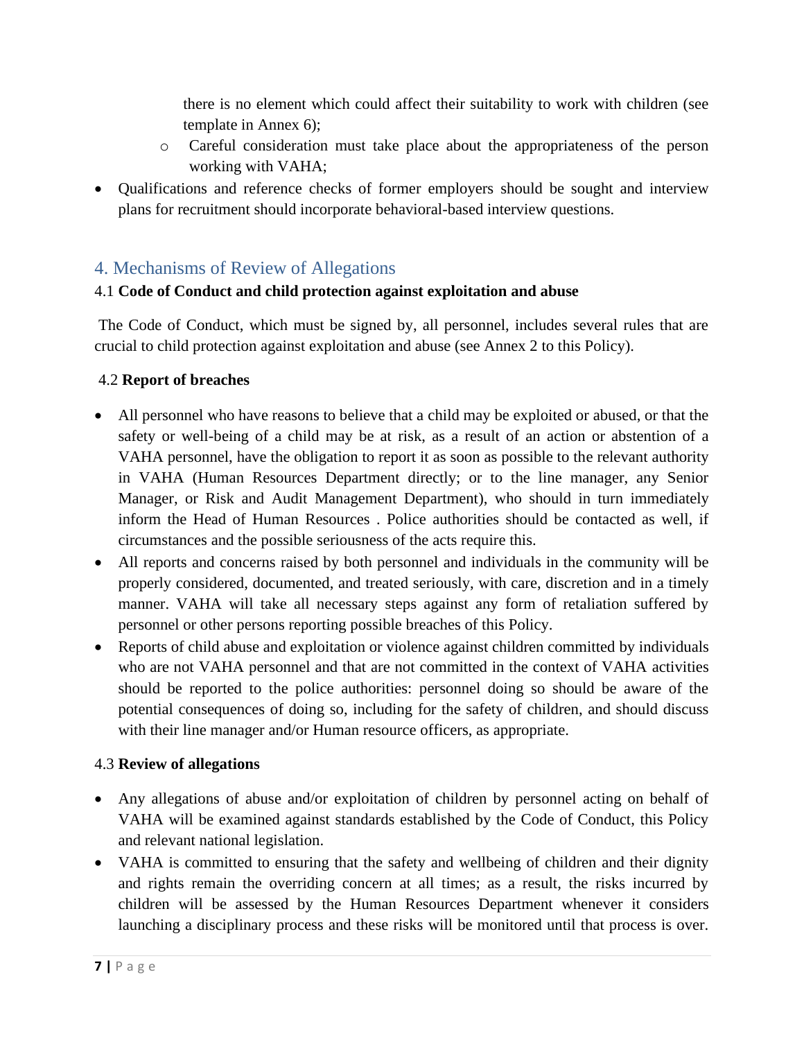there is no element which could affect their suitability to work with children (see template in Annex 6);

  - Careful consideration must take place about the appropriateness of the person working with VAHA;

- Qualifications and reference checks of former employers should be sought and interview plans for recruitment should incorporate behavioral-based interview questions.

## 4. Mechanisms of Review of Allegations

### 4.1 **Code of Conduct and child protection against exploitation and abuse**

The Code of Conduct, which must be signed by, all personnel, includes several rules that are crucial to child protection against exploitation and abuse (see Annex 2 to this Policy).

### 4.2 **Report of breaches**

- All personnel who have reasons to believe that a child may be exploited or abused, or that the safety or well-being of a child may be at risk, as a result of an action or abstention of a VAHA personnel, have the obligation to report it as soon as possible to the relevant authority in VAHA (Human Resources Department directly; or to the line manager, any Senior Manager, or Risk and Audit Management Department), who should in turn immediately inform the Head of Human Resources . Police authorities should be contacted as well, if circumstances and the possible seriousness of the acts require this.
- All reports and concerns raised by both personnel and individuals in the community will be properly considered, documented, and treated seriously, with care, discretion and in a timely manner. VAHA will take all necessary steps against any form of retaliation suffered by personnel or other persons reporting possible breaches of this Policy.
- Reports of child abuse and exploitation or violence against children committed by individuals who are not VAHA personnel and that are not committed in the context of VAHA activities should be reported to the police authorities: personnel doing so should be aware of the potential consequences of doing so, including for the safety of children, and should discuss with their line manager and/or Human resource officers, as appropriate.

### 4.3 **Review of allegations**

- Any allegations of abuse and/or exploitation of children by personnel acting on behalf of VAHA will be examined against standards established by the Code of Conduct, this Policy and relevant national legislation.
- VAHA is committed to ensuring that the safety and wellbeing of children and their dignity and rights remain the overriding concern at all times; as a result, the risks incurred by children will be assessed by the Human Resources Department whenever it considers launching a disciplinary process and these risks will be monitored until that process is over.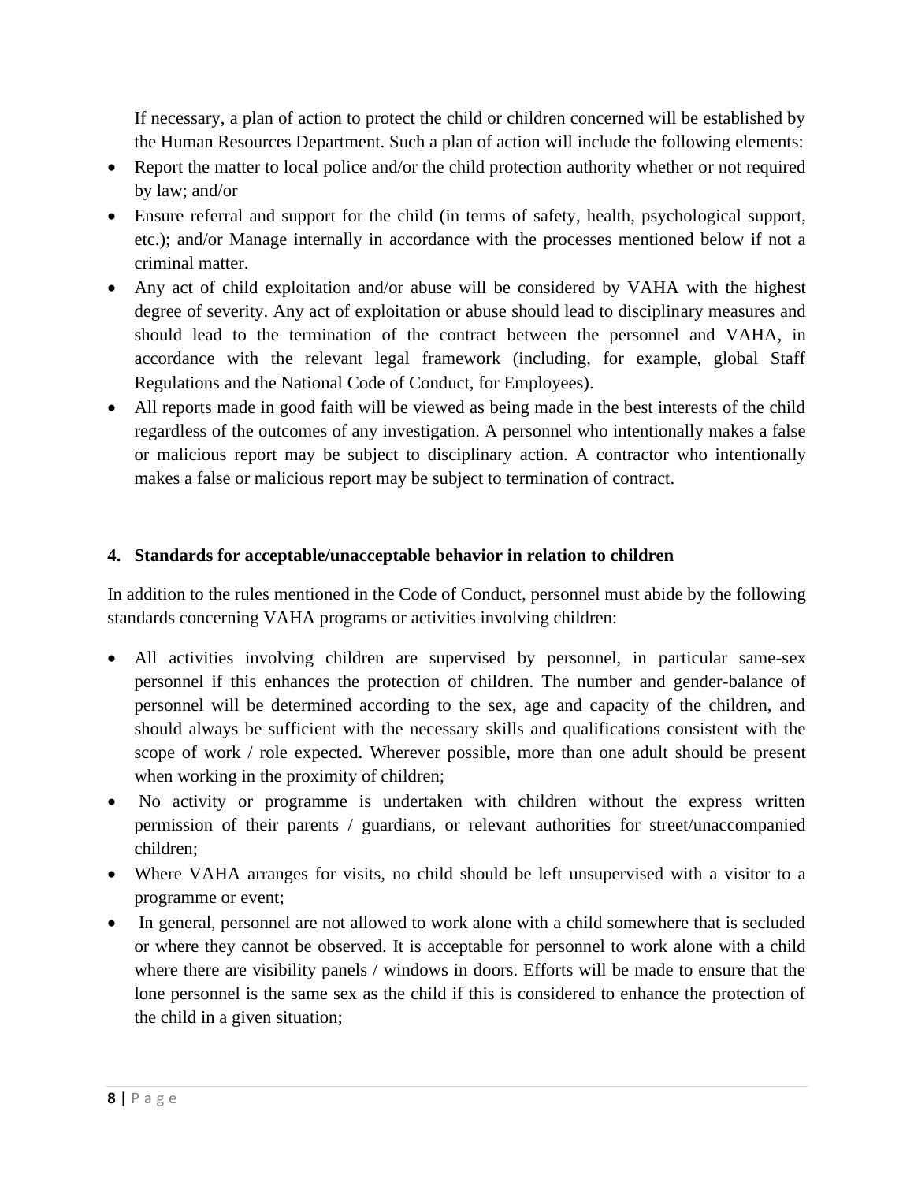If necessary, a plan of action to protect the child or children concerned will be established by the Human Resources Department. Such a plan of action will include the following elements:

- Report the matter to local police and/or the child protection authority whether or not required by law; and/or
- Ensure referral and support for the child (in terms of safety, health, psychological support, etc.); and/or Manage internally in accordance with the processes mentioned below if not a criminal matter.
- Any act of child exploitation and/or abuse will be considered by VAHA with the highest degree of severity. Any act of exploitation or abuse should lead to disciplinary measures and should lead to the termination of the contract between the personnel and VAHA, in accordance with the relevant legal framework (including, for example, global Staff Regulations and the National Code of Conduct, for Employees).
- All reports made in good faith will be viewed as being made in the best interests of the child regardless of the outcomes of any investigation. A personnel who intentionally makes a false or malicious report may be subject to disciplinary action. A contractor who intentionally makes a false or malicious report may be subject to termination of contract.

## 4. Standards for acceptable/unacceptable behavior in relation to children

In addition to the rules mentioned in the Code of Conduct, personnel must abide by the following standards concerning VAHA programs or activities involving children:

- All activities involving children are supervised by personnel, in particular same-sex personnel if this enhances the protection of children. The number and gender-balance of personnel will be determined according to the sex, age and capacity of the children, and should always be sufficient with the necessary skills and qualifications consistent with the scope of work / role expected. Wherever possible, more than one adult should be present when working in the proximity of children;
- No activity or programme is undertaken with children without the express written permission of their parents / guardians, or relevant authorities for street/unaccompanied children;
- Where VAHA arranges for visits, no child should be left unsupervised with a visitor to a programme or event;
- In general, personnel are not allowed to work alone with a child somewhere that is secluded or where they cannot be observed. It is acceptable for personnel to work alone with a child where there are visibility panels / windows in doors. Efforts will be made to ensure that the lone personnel is the same sex as the child if this is considered to enhance the protection of the child in a given situation;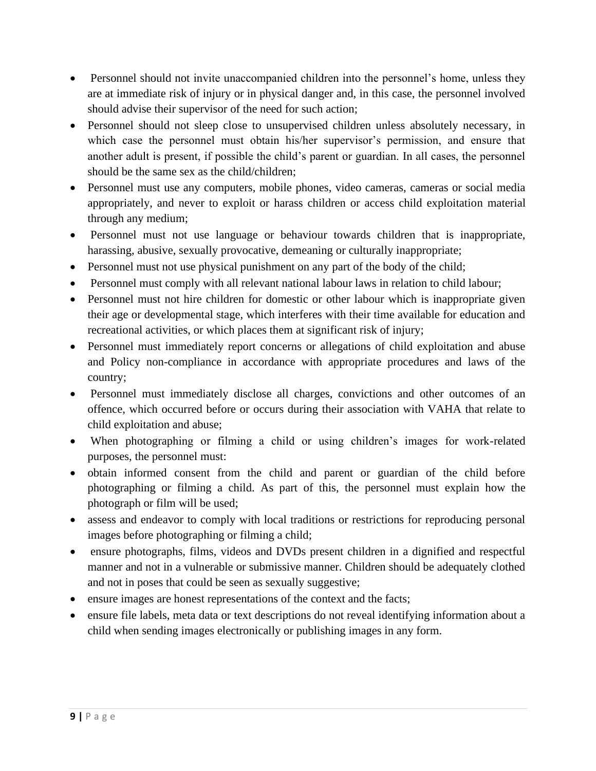- Personnel should not invite unaccompanied children into the personnel's home, unless they are at immediate risk of injury or in physical danger and, in this case, the personnel involved should advise their supervisor of the need for such action;
- Personnel should not sleep close to unsupervised children unless absolutely necessary, in which case the personnel must obtain his/her supervisor's permission, and ensure that another adult is present, if possible the child's parent or guardian. In all cases, the personnel should be the same sex as the child/children;
- Personnel must use any computers, mobile phones, video cameras, cameras or social media appropriately, and never to exploit or harass children or access child exploitation material through any medium;
- Personnel must not use language or behaviour towards children that is inappropriate, harassing, abusive, sexually provocative, demeaning or culturally inappropriate;
- Personnel must not use physical punishment on any part of the body of the child;
- Personnel must comply with all relevant national labour laws in relation to child labour;
- Personnel must not hire children for domestic or other labour which is inappropriate given their age or developmental stage, which interferes with their time available for education and recreational activities, or which places them at significant risk of injury;
- Personnel must immediately report concerns or allegations of child exploitation and abuse and Policy non-compliance in accordance with appropriate procedures and laws of the country;
- Personnel must immediately disclose all charges, convictions and other outcomes of an offence, which occurred before or occurs during their association with VAHA that relate to child exploitation and abuse;
- When photographing or filming a child or using children's images for work-related purposes, the personnel must:
- obtain informed consent from the child and parent or guardian of the child before photographing or filming a child. As part of this, the personnel must explain how the photograph or film will be used;
- assess and endeavor to comply with local traditions or restrictions for reproducing personal images before photographing or filming a child;
- ensure photographs, films, videos and DVDs present children in a dignified and respectful manner and not in a vulnerable or submissive manner. Children should be adequately clothed and not in poses that could be seen as sexually suggestive;
- ensure images are honest representations of the context and the facts;
- ensure file labels, meta data or text descriptions do not reveal identifying information about a child when sending images electronically or publishing images in any form.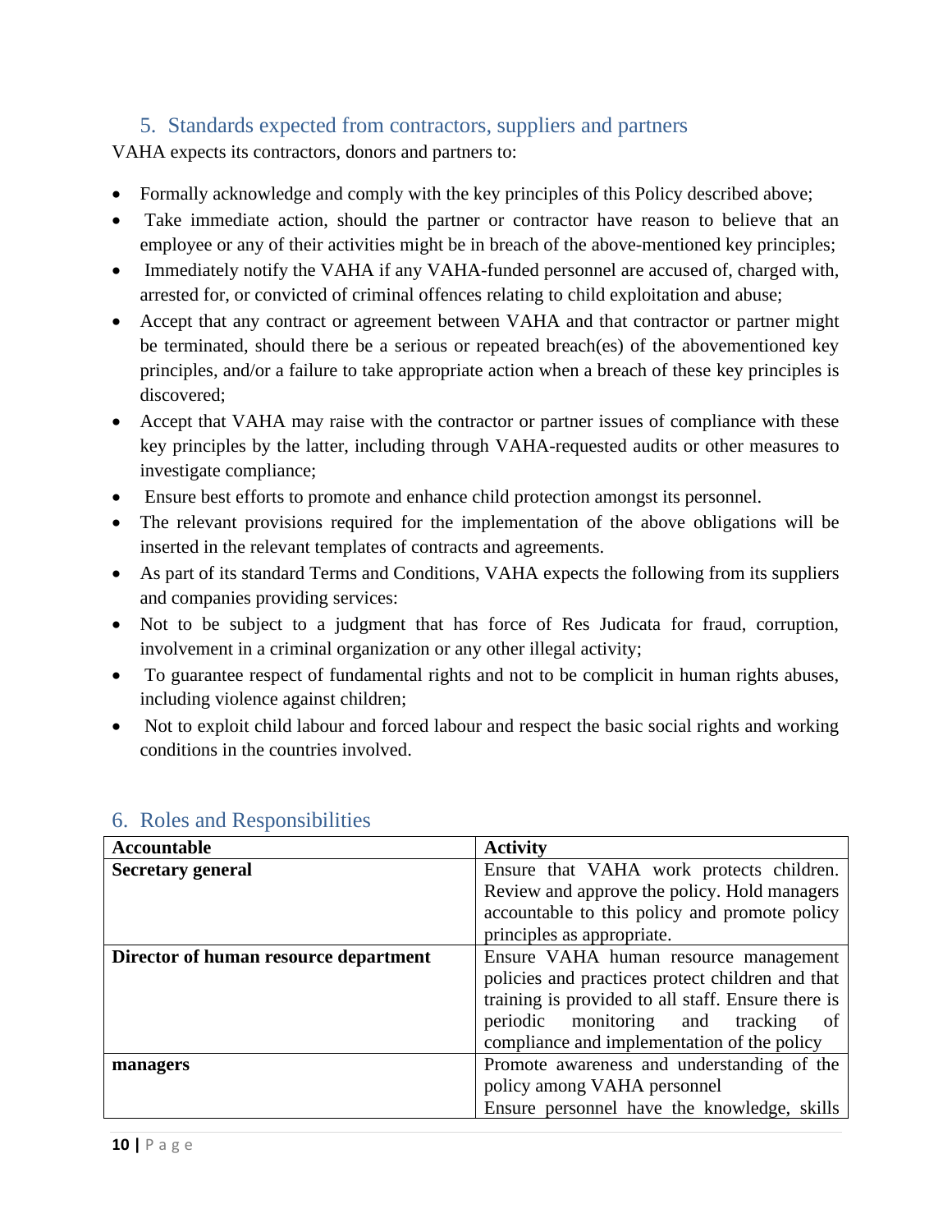## 5. Standards expected from contractors, suppliers and partners

VAHA expects its contractors, donors and partners to:

- Formally acknowledge and comply with the key principles of this Policy described above;
- Take immediate action, should the partner or contractor have reason to believe that an employee or any of their activities might be in breach of the above-mentioned key principles;
- Immediately notify the VAHA if any VAHA-funded personnel are accused of, charged with, arrested for, or convicted of criminal offences relating to child exploitation and abuse;
- Accept that any contract or agreement between VAHA and that contractor or partner might be terminated, should there be a serious or repeated breach(es) of the abovementioned key principles, and/or a failure to take appropriate action when a breach of these key principles is discovered;
- Accept that VAHA may raise with the contractor or partner issues of compliance with these key principles by the latter, including through VAHA-requested audits or other measures to investigate compliance;
- Ensure best efforts to promote and enhance child protection amongst its personnel.
- The relevant provisions required for the implementation of the above obligations will be inserted in the relevant templates of contracts and agreements.
- As part of its standard Terms and Conditions, VAHA expects the following from its suppliers and companies providing services:
- Not to be subject to a judgment that has force of Res Judicata for fraud, corruption, involvement in a criminal organization or any other illegal activity;
- To guarantee respect of fundamental rights and not to be complicit in human rights abuses, including violence against children;
- Not to exploit child labour and forced labour and respect the basic social rights and working conditions in the countries involved.

## 6. Roles and Responsibilities

| Accountable | Activity |
|---|---|
| **Secretary general** | Ensure that VAHA work protects children. Review and approve the policy. Hold managers accountable to this policy and promote policy principles as appropriate. |
| **Director of human resource department** | Ensure VAHA human resource management policies and practices protect children and that training is provided to all staff. Ensure there is periodic monitoring and tracking of compliance and implementation of the policy |
| **managers** | Promote awareness and understanding of the policy among VAHA personnel<br>Ensure personnel have the knowledge, skills |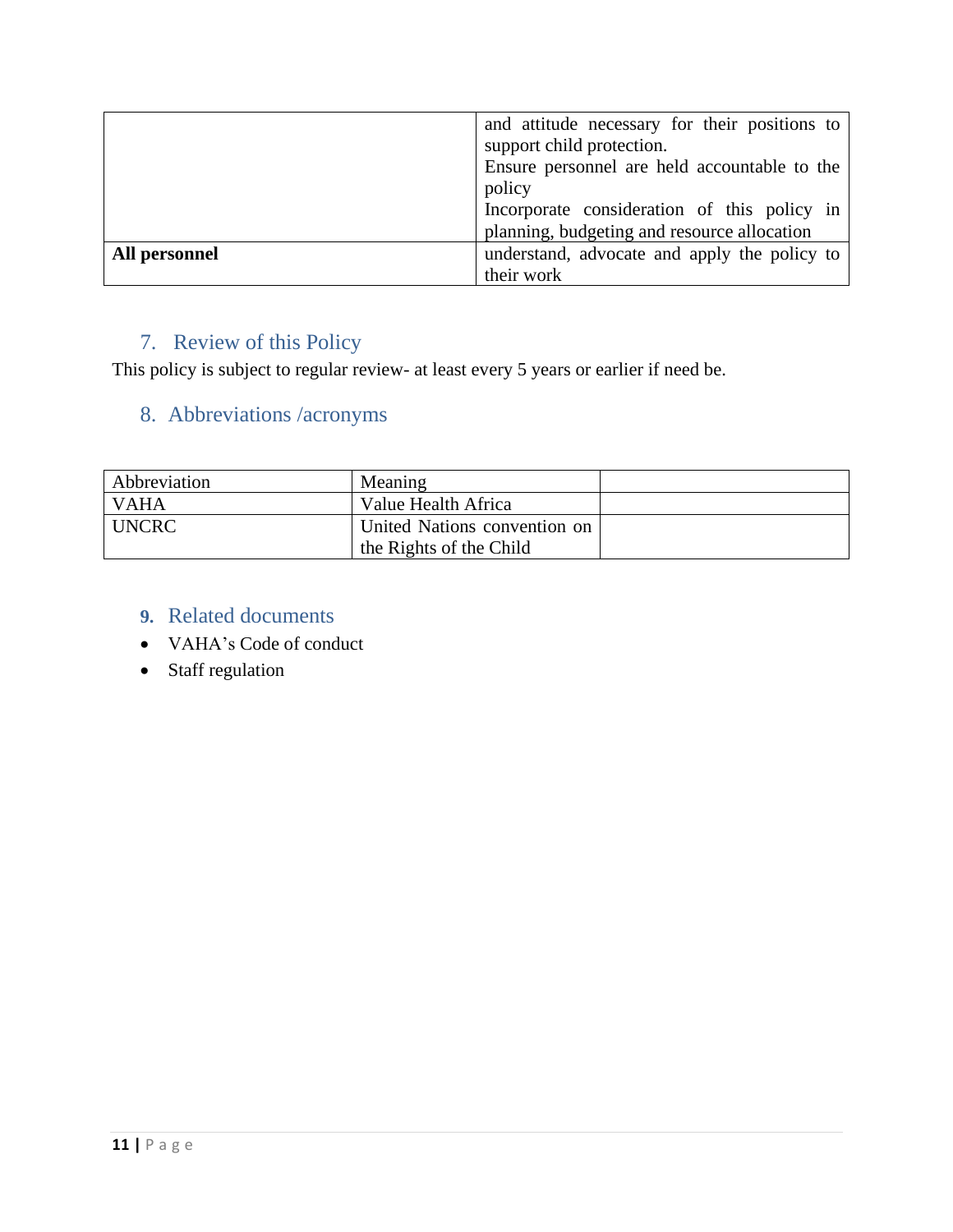| | |
|---|---|
| | and attitude necessary for their positions to support child protection.<br>Ensure personnel are held accountable to the policy<br>Incorporate consideration of this policy in planning, budgeting and resource allocation |
| **All personnel** | understand, advocate and apply the policy to their work |

## 7. Review of this Policy

This policy is subject to regular review- at least every 5 years or earlier if need be.

## 8. Abbreviations /acronyms

| Abbreviation | Meaning | |
|---|---|---|
| VAHA | Value Health Africa | |
| UNCRC | United Nations convention on the Rights of the Child | |

## 9. Related documents

- VAHA's Code of conduct
- Staff regulation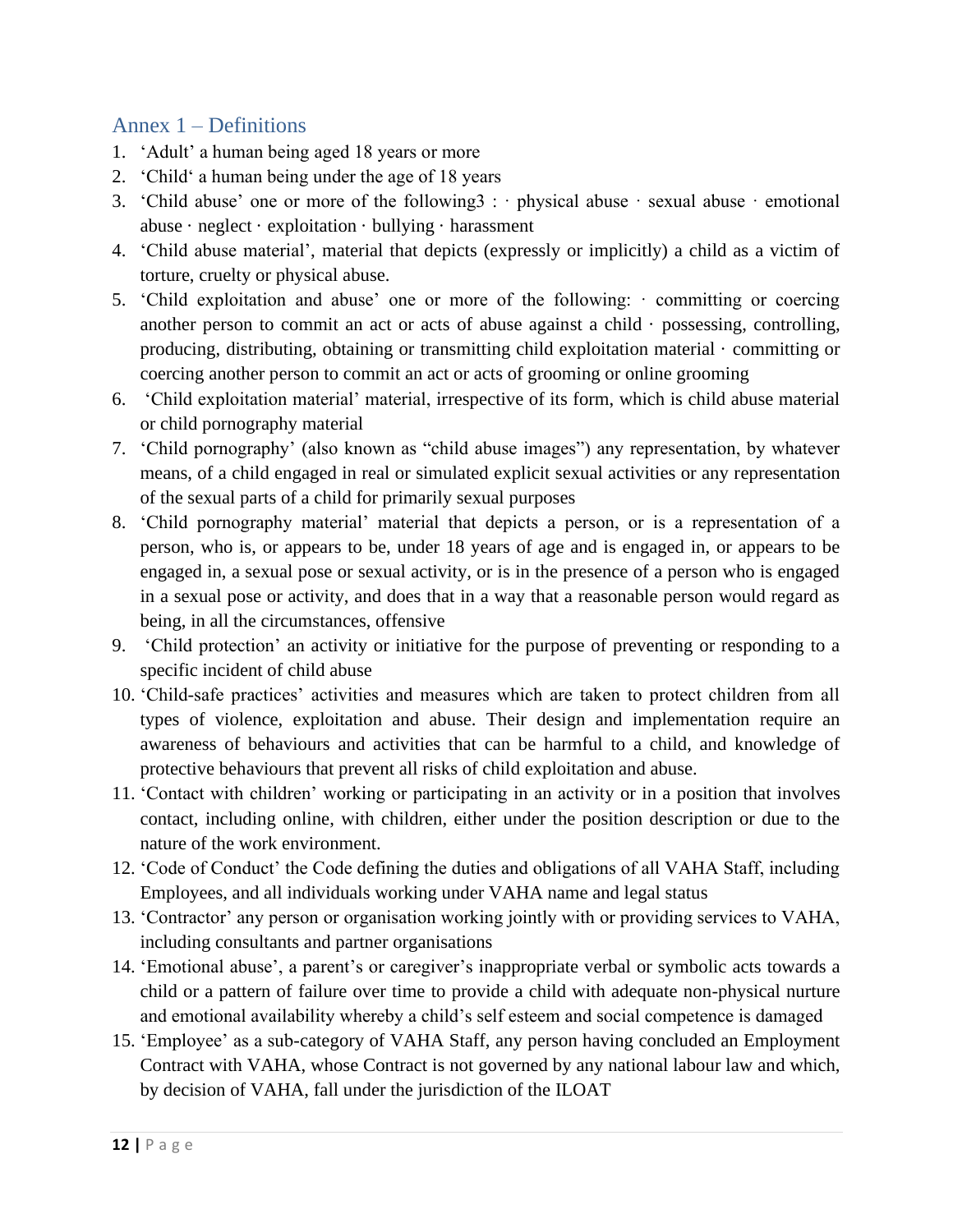## Annex 1 – Definitions

1. 'Adult' a human being aged 18 years or more
2. 'Child' a human being under the age of 18 years
3. 'Child abuse' one or more of the following3 : · physical abuse · sexual abuse · emotional abuse · neglect · exploitation · bullying · harassment
4. 'Child abuse material', material that depicts (expressly or implicitly) a child as a victim of torture, cruelty or physical abuse.
5. 'Child exploitation and abuse' one or more of the following: · committing or coercing another person to commit an act or acts of abuse against a child · possessing, controlling, producing, distributing, obtaining or transmitting child exploitation material · committing or coercing another person to commit an act or acts of grooming or online grooming
6. 'Child exploitation material' material, irrespective of its form, which is child abuse material or child pornography material
7. 'Child pornography' (also known as "child abuse images") any representation, by whatever means, of a child engaged in real or simulated explicit sexual activities or any representation of the sexual parts of a child for primarily sexual purposes
8. 'Child pornography material' material that depicts a person, or is a representation of a person, who is, or appears to be, under 18 years of age and is engaged in, or appears to be engaged in, a sexual pose or sexual activity, or is in the presence of a person who is engaged in a sexual pose or activity, and does that in a way that a reasonable person would regard as being, in all the circumstances, offensive
9. 'Child protection' an activity or initiative for the purpose of preventing or responding to a specific incident of child abuse
10. 'Child-safe practices' activities and measures which are taken to protect children from all types of violence, exploitation and abuse. Their design and implementation require an awareness of behaviours and activities that can be harmful to a child, and knowledge of protective behaviours that prevent all risks of child exploitation and abuse.
11. 'Contact with children' working or participating in an activity or in a position that involves contact, including online, with children, either under the position description or due to the nature of the work environment.
12. 'Code of Conduct' the Code defining the duties and obligations of all VAHA Staff, including Employees, and all individuals working under VAHA name and legal status
13. 'Contractor' any person or organisation working jointly with or providing services to VAHA, including consultants and partner organisations
14. 'Emotional abuse', a parent's or caregiver's inappropriate verbal or symbolic acts towards a child or a pattern of failure over time to provide a child with adequate non-physical nurture and emotional availability whereby a child's self esteem and social competence is damaged
15. 'Employee' as a sub-category of VAHA Staff, any person having concluded an Employment Contract with VAHA, whose Contract is not governed by any national labour law and which, by decision of VAHA, fall under the jurisdiction of the ILOAT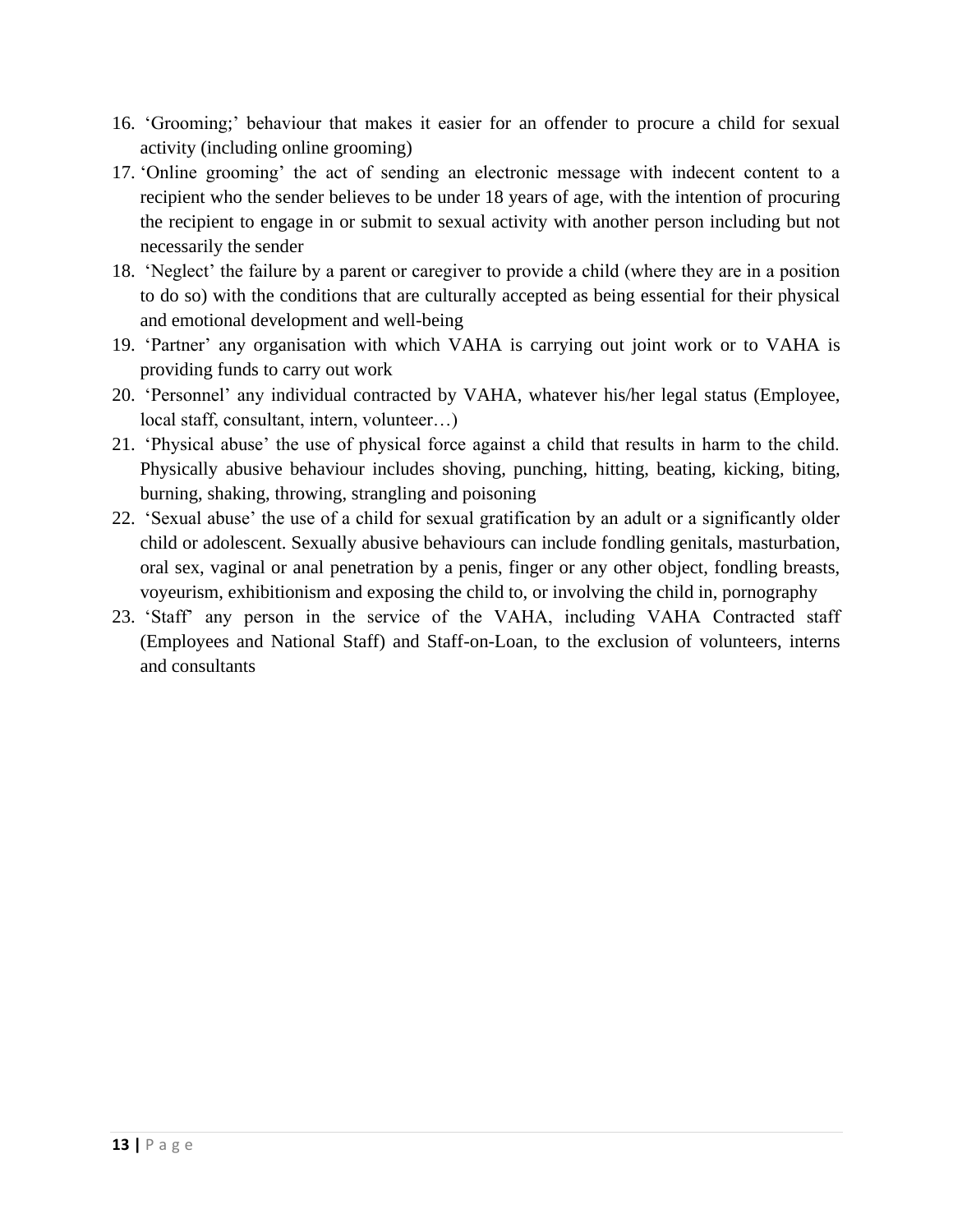16. ‘Grooming;’ behaviour that makes it easier for an offender to procure a child for sexual activity (including online grooming)
17. ‘Online grooming’ the act of sending an electronic message with indecent content to a recipient who the sender believes to be under 18 years of age, with the intention of procuring the recipient to engage in or submit to sexual activity with another person including but not necessarily the sender
18. ‘Neglect’ the failure by a parent or caregiver to provide a child (where they are in a position to do so) with the conditions that are culturally accepted as being essential for their physical and emotional development and well-being
19. ‘Partner’ any organisation with which VAHA is carrying out joint work or to VAHA is providing funds to carry out work
20. ‘Personnel’ any individual contracted by VAHA, whatever his/her legal status (Employee, local staff, consultant, intern, volunteer…)
21. ‘Physical abuse’ the use of physical force against a child that results in harm to the child. Physically abusive behaviour includes shoving, punching, hitting, beating, kicking, biting, burning, shaking, throwing, strangling and poisoning
22. ‘Sexual abuse’ the use of a child for sexual gratification by an adult or a significantly older child or adolescent. Sexually abusive behaviours can include fondling genitals, masturbation, oral sex, vaginal or anal penetration by a penis, finger or any other object, fondling breasts, voyeurism, exhibitionism and exposing the child to, or involving the child in, pornography
23. ‘Staff’ any person in the service of the VAHA, including VAHA Contracted staff (Employees and National Staff) and Staff-on-Loan, to the exclusion of volunteers, interns and consultants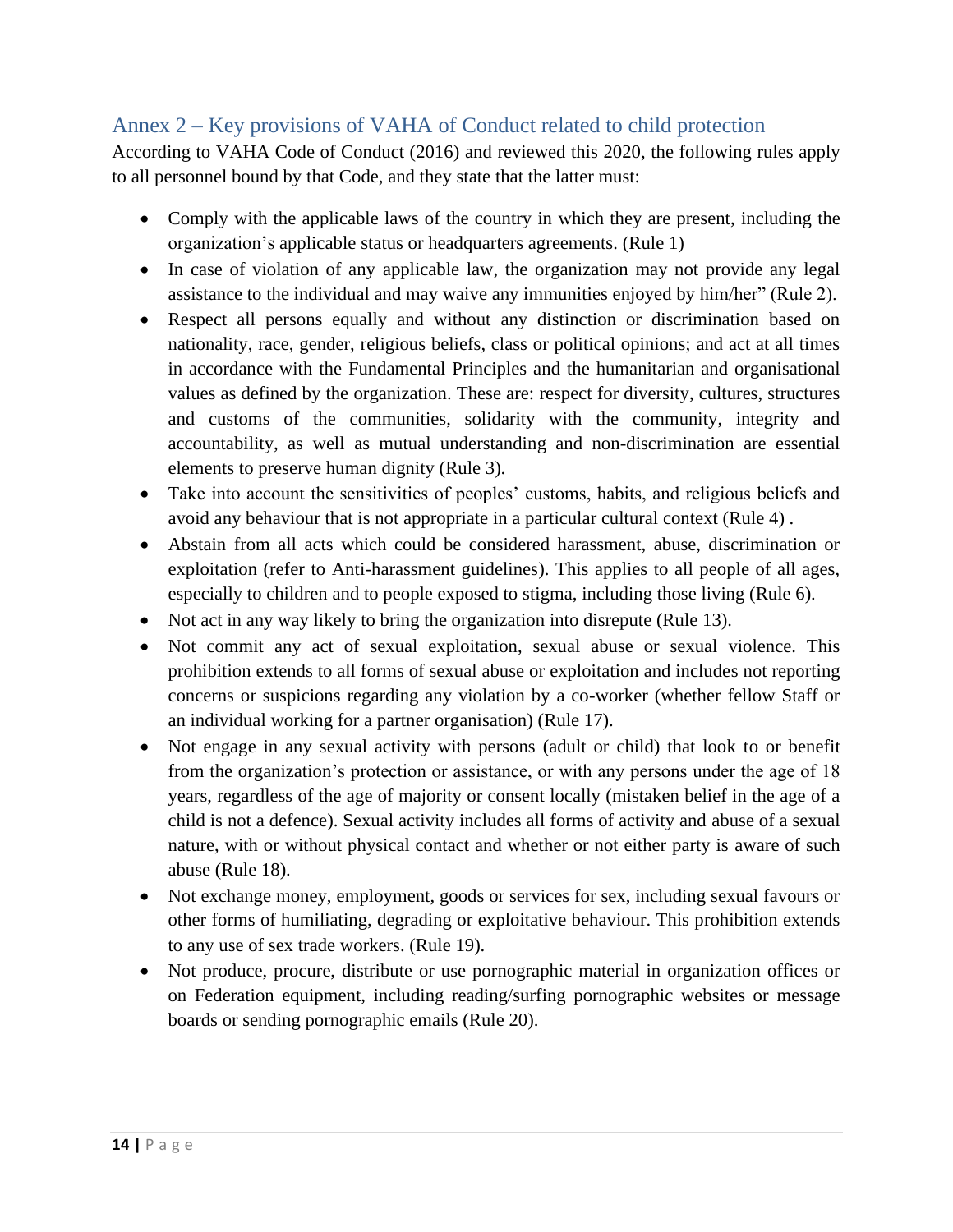## Annex 2 – Key provisions of VAHA of Conduct related to child protection

According to VAHA Code of Conduct (2016) and reviewed this 2020, the following rules apply to all personnel bound by that Code, and they state that the latter must:

- Comply with the applicable laws of the country in which they are present, including the organization's applicable status or headquarters agreements. (Rule 1)
- In case of violation of any applicable law, the organization may not provide any legal assistance to the individual and may waive any immunities enjoyed by him/her" (Rule 2).
- Respect all persons equally and without any distinction or discrimination based on nationality, race, gender, religious beliefs, class or political opinions; and act at all times in accordance with the Fundamental Principles and the humanitarian and organisational values as defined by the organization. These are: respect for diversity, cultures, structures and customs of the communities, solidarity with the community, integrity and accountability, as well as mutual understanding and non-discrimination are essential elements to preserve human dignity (Rule 3).
- Take into account the sensitivities of peoples' customs, habits, and religious beliefs and avoid any behaviour that is not appropriate in a particular cultural context (Rule 4) .
- Abstain from all acts which could be considered harassment, abuse, discrimination or exploitation (refer to Anti-harassment guidelines). This applies to all people of all ages, especially to children and to people exposed to stigma, including those living (Rule 6).
- Not act in any way likely to bring the organization into disrepute (Rule 13).
- Not commit any act of sexual exploitation, sexual abuse or sexual violence. This prohibition extends to all forms of sexual abuse or exploitation and includes not reporting concerns or suspicions regarding any violation by a co-worker (whether fellow Staff or an individual working for a partner organisation) (Rule 17).
- Not engage in any sexual activity with persons (adult or child) that look to or benefit from the organization's protection or assistance, or with any persons under the age of 18 years, regardless of the age of majority or consent locally (mistaken belief in the age of a child is not a defence). Sexual activity includes all forms of activity and abuse of a sexual nature, with or without physical contact and whether or not either party is aware of such abuse (Rule 18).
- Not exchange money, employment, goods or services for sex, including sexual favours or other forms of humiliating, degrading or exploitative behaviour. This prohibition extends to any use of sex trade workers. (Rule 19).
- Not produce, procure, distribute or use pornographic material in organization offices or on Federation equipment, including reading/surfing pornographic websites or message boards or sending pornographic emails (Rule 20).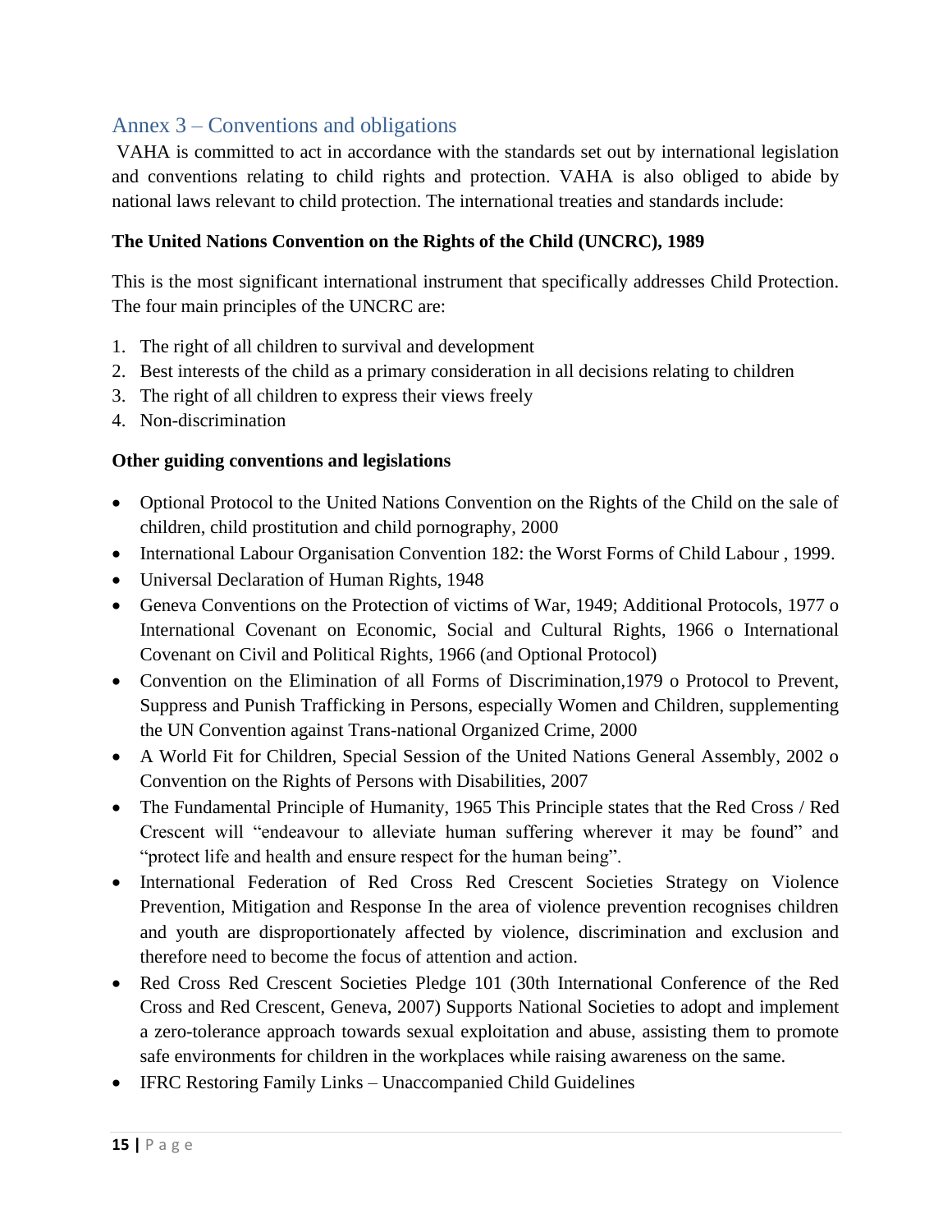## Annex 3 – Conventions and obligations

VAHA is committed to act in accordance with the standards set out by international legislation and conventions relating to child rights and protection. VAHA is also obliged to abide by national laws relevant to child protection. The international treaties and standards include:

**The United Nations Convention on the Rights of the Child (UNCRC), 1989**

This is the most significant international instrument that specifically addresses Child Protection. The four main principles of the UNCRC are:

1. The right of all children to survival and development
2. Best interests of the child as a primary consideration in all decisions relating to children
3. The right of all children to express their views freely
4. Non-discrimination

**Other guiding conventions and legislations**

- Optional Protocol to the United Nations Convention on the Rights of the Child on the sale of children, child prostitution and child pornography, 2000
- International Labour Organisation Convention 182: the Worst Forms of Child Labour , 1999.
- Universal Declaration of Human Rights, 1948
- Geneva Conventions on the Protection of victims of War, 1949; Additional Protocols, 1977 o International Covenant on Economic, Social and Cultural Rights, 1966 o International Covenant on Civil and Political Rights, 1966 (and Optional Protocol)
- Convention on the Elimination of all Forms of Discrimination,1979 o Protocol to Prevent, Suppress and Punish Trafficking in Persons, especially Women and Children, supplementing the UN Convention against Trans-national Organized Crime, 2000
- A World Fit for Children, Special Session of the United Nations General Assembly, 2002 o Convention on the Rights of Persons with Disabilities, 2007
- The Fundamental Principle of Humanity, 1965 This Principle states that the Red Cross / Red Crescent will "endeavour to alleviate human suffering wherever it may be found" and "protect life and health and ensure respect for the human being".
- International Federation of Red Cross Red Crescent Societies Strategy on Violence Prevention, Mitigation and Response In the area of violence prevention recognises children and youth are disproportionately affected by violence, discrimination and exclusion and therefore need to become the focus of attention and action.
- Red Cross Red Crescent Societies Pledge 101 (30th International Conference of the Red Cross and Red Crescent, Geneva, 2007) Supports National Societies to adopt and implement a zero-tolerance approach towards sexual exploitation and abuse, assisting them to promote safe environments for children in the workplaces while raising awareness on the same.
- IFRC Restoring Family Links – Unaccompanied Child Guidelines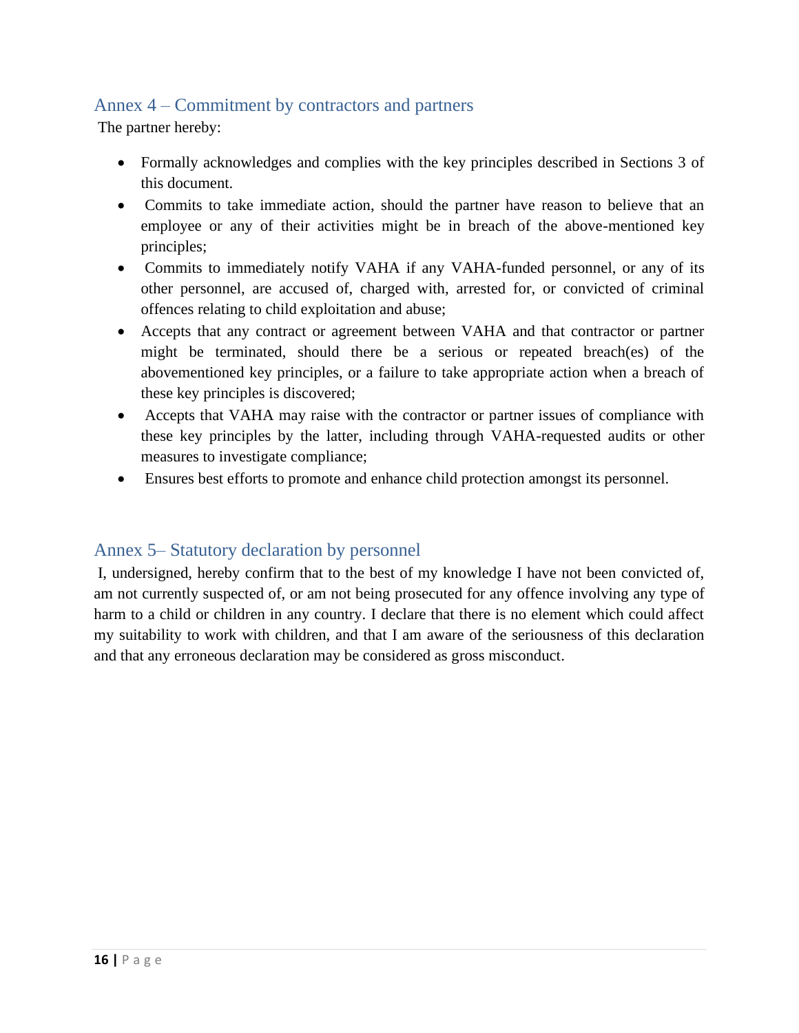## Annex 4 – Commitment by contractors and partners

The partner hereby:

- Formally acknowledges and complies with the key principles described in Sections 3 of this document.
- Commits to take immediate action, should the partner have reason to believe that an employee or any of their activities might be in breach of the above-mentioned key principles;
- Commits to immediately notify VAHA if any VAHA-funded personnel, or any of its other personnel, are accused of, charged with, arrested for, or convicted of criminal offences relating to child exploitation and abuse;
- Accepts that any contract or agreement between VAHA and that contractor or partner might be terminated, should there be a serious or repeated breach(es) of the abovementioned key principles, or a failure to take appropriate action when a breach of these key principles is discovered;
- Accepts that VAHA may raise with the contractor or partner issues of compliance with these key principles by the latter, including through VAHA-requested audits or other measures to investigate compliance;
- Ensures best efforts to promote and enhance child protection amongst its personnel.

## Annex 5– Statutory declaration by personnel

I, undersigned, hereby confirm that to the best of my knowledge I have not been convicted of, am not currently suspected of, or am not being prosecuted for any offence involving any type of harm to a child or children in any country. I declare that there is no element which could affect my suitability to work with children, and that I am aware of the seriousness of this declaration and that any erroneous declaration may be considered as gross misconduct.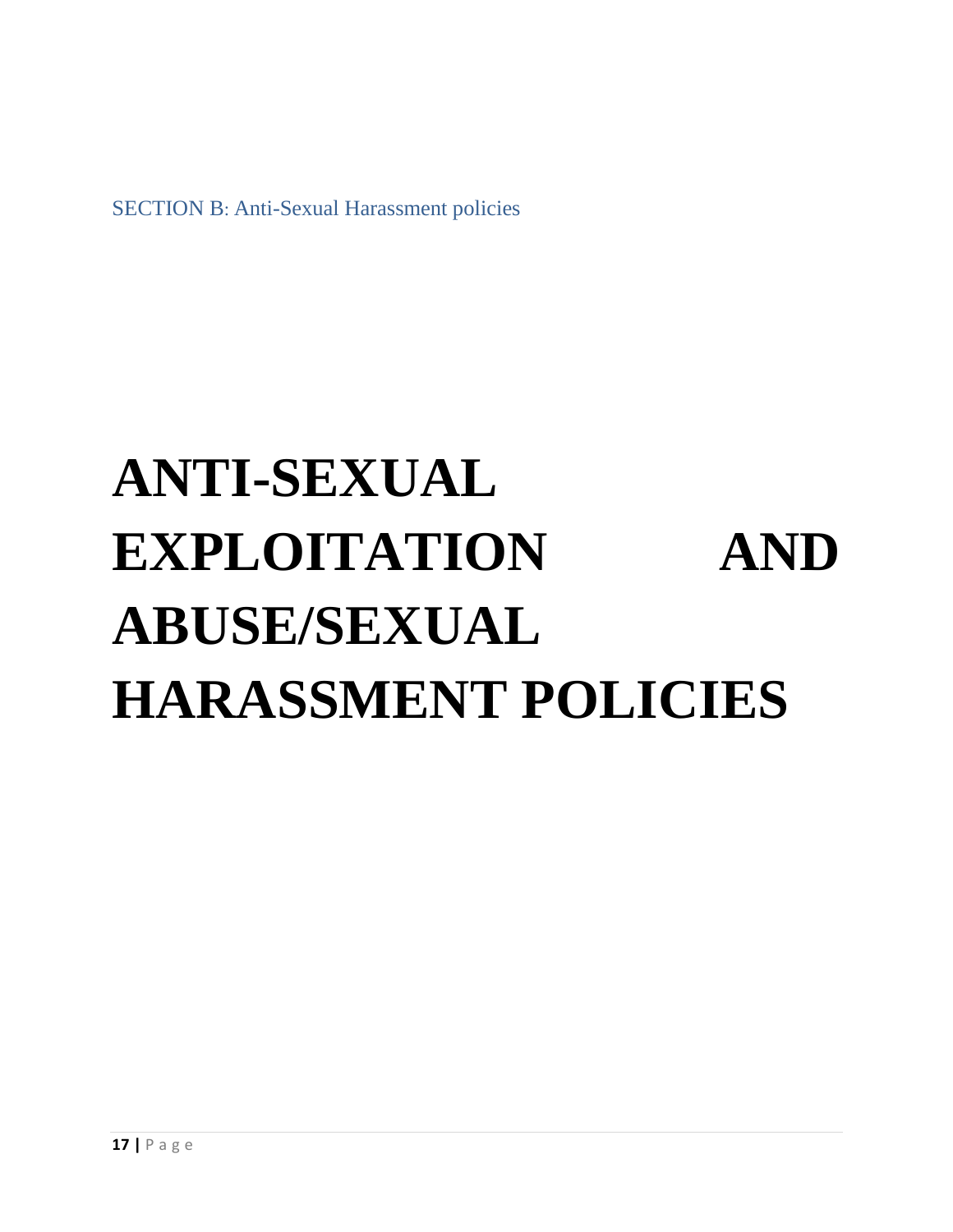SECTION B: Anti-Sexual Harassment policies

# ANTI-SEXUAL EXPLOITATION AND ABUSE/SEXUAL HARASSMENT POLICIES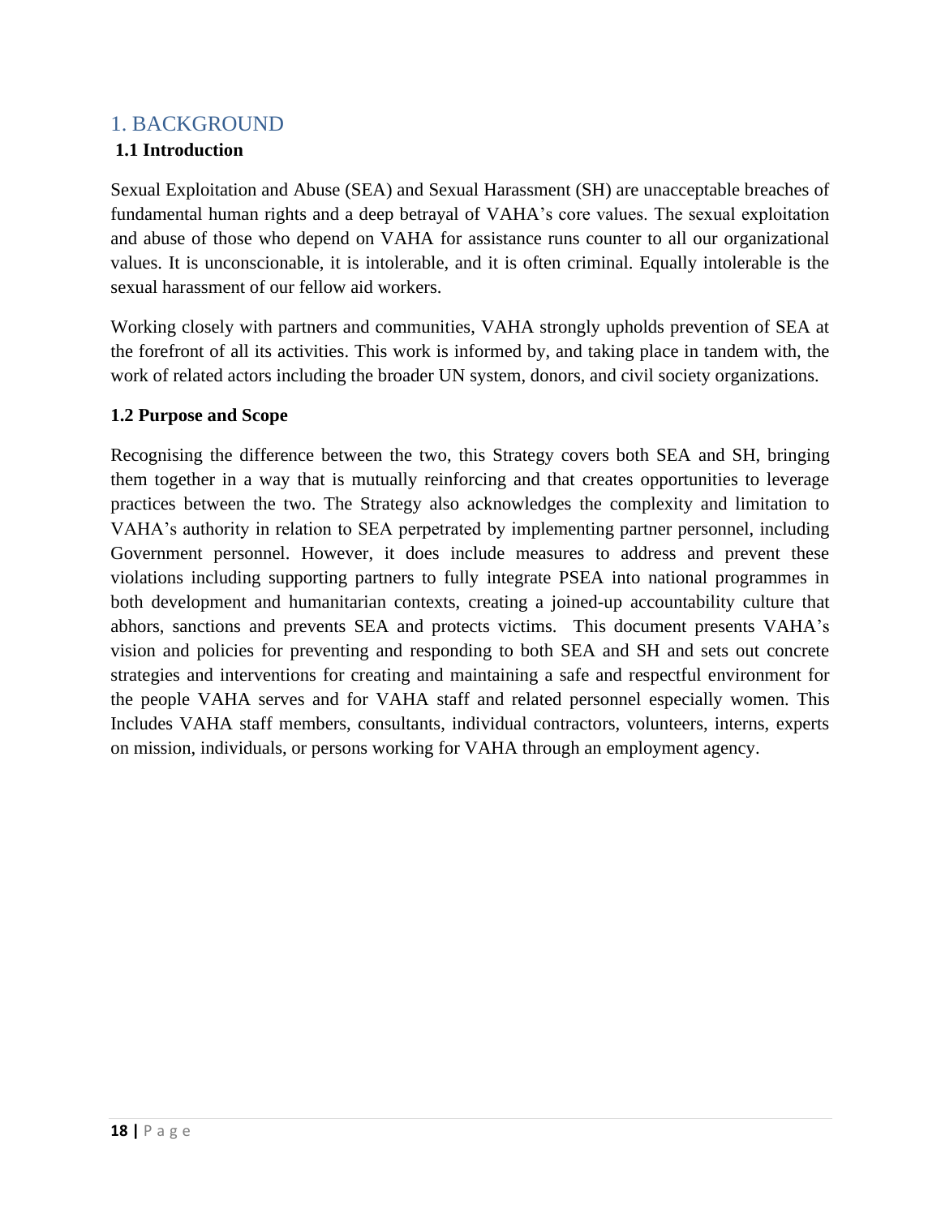# 1. BACKGROUND

## 1.1 Introduction

Sexual Exploitation and Abuse (SEA) and Sexual Harassment (SH) are unacceptable breaches of fundamental human rights and a deep betrayal of VAHA's core values. The sexual exploitation and abuse of those who depend on VAHA for assistance runs counter to all our organizational values. It is unconscionable, it is intolerable, and it is often criminal. Equally intolerable is the sexual harassment of our fellow aid workers.

Working closely with partners and communities, VAHA strongly upholds prevention of SEA at the forefront of all its activities. This work is informed by, and taking place in tandem with, the work of related actors including the broader UN system, donors, and civil society organizations.

## 1.2 Purpose and Scope

Recognising the difference between the two, this Strategy covers both SEA and SH, bringing them together in a way that is mutually reinforcing and that creates opportunities to leverage practices between the two. The Strategy also acknowledges the complexity and limitation to VAHA's authority in relation to SEA perpetrated by implementing partner personnel, including Government personnel. However, it does include measures to address and prevent these violations including supporting partners to fully integrate PSEA into national programmes in both development and humanitarian contexts, creating a joined-up accountability culture that abhors, sanctions and prevents SEA and protects victims. This document presents VAHA's vision and policies for preventing and responding to both SEA and SH and sets out concrete strategies and interventions for creating and maintaining a safe and respectful environment for the people VAHA serves and for VAHA staff and related personnel especially women. This Includes VAHA staff members, consultants, individual contractors, volunteers, interns, experts on mission, individuals, or persons working for VAHA through an employment agency.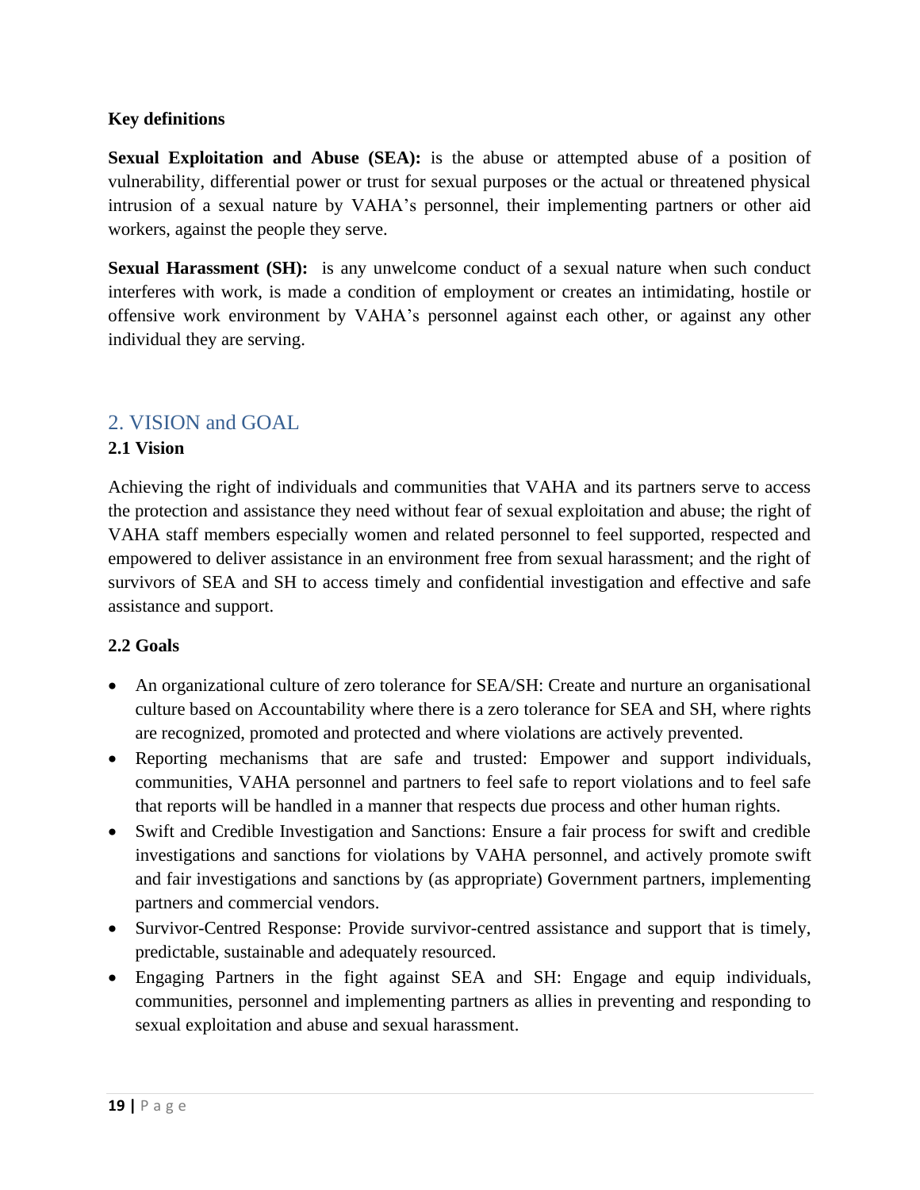**Key definitions**

**Sexual Exploitation and Abuse (SEA):** is the abuse or attempted abuse of a position of vulnerability, differential power or trust for sexual purposes or the actual or threatened physical intrusion of a sexual nature by VAHA's personnel, their implementing partners or other aid workers, against the people they serve.

**Sexual Harassment (SH):** is any unwelcome conduct of a sexual nature when such conduct interferes with work, is made a condition of employment or creates an intimidating, hostile or offensive work environment by VAHA's personnel against each other, or against any other individual they are serving.

## 2. VISION and GOAL

### 2.1 Vision

Achieving the right of individuals and communities that VAHA and its partners serve to access the protection and assistance they need without fear of sexual exploitation and abuse; the right of VAHA staff members especially women and related personnel to feel supported, respected and empowered to deliver assistance in an environment free from sexual harassment; and the right of survivors of SEA and SH to access timely and confidential investigation and effective and safe assistance and support.

### 2.2 Goals

- An organizational culture of zero tolerance for SEA/SH: Create and nurture an organisational culture based on Accountability where there is a zero tolerance for SEA and SH, where rights are recognized, promoted and protected and where violations are actively prevented.
- Reporting mechanisms that are safe and trusted: Empower and support individuals, communities, VAHA personnel and partners to feel safe to report violations and to feel safe that reports will be handled in a manner that respects due process and other human rights.
- Swift and Credible Investigation and Sanctions: Ensure a fair process for swift and credible investigations and sanctions for violations by VAHA personnel, and actively promote swift and fair investigations and sanctions by (as appropriate) Government partners, implementing partners and commercial vendors.
- Survivor-Centred Response: Provide survivor-centred assistance and support that is timely, predictable, sustainable and adequately resourced.
- Engaging Partners in the fight against SEA and SH: Engage and equip individuals, communities, personnel and implementing partners as allies in preventing and responding to sexual exploitation and abuse and sexual harassment.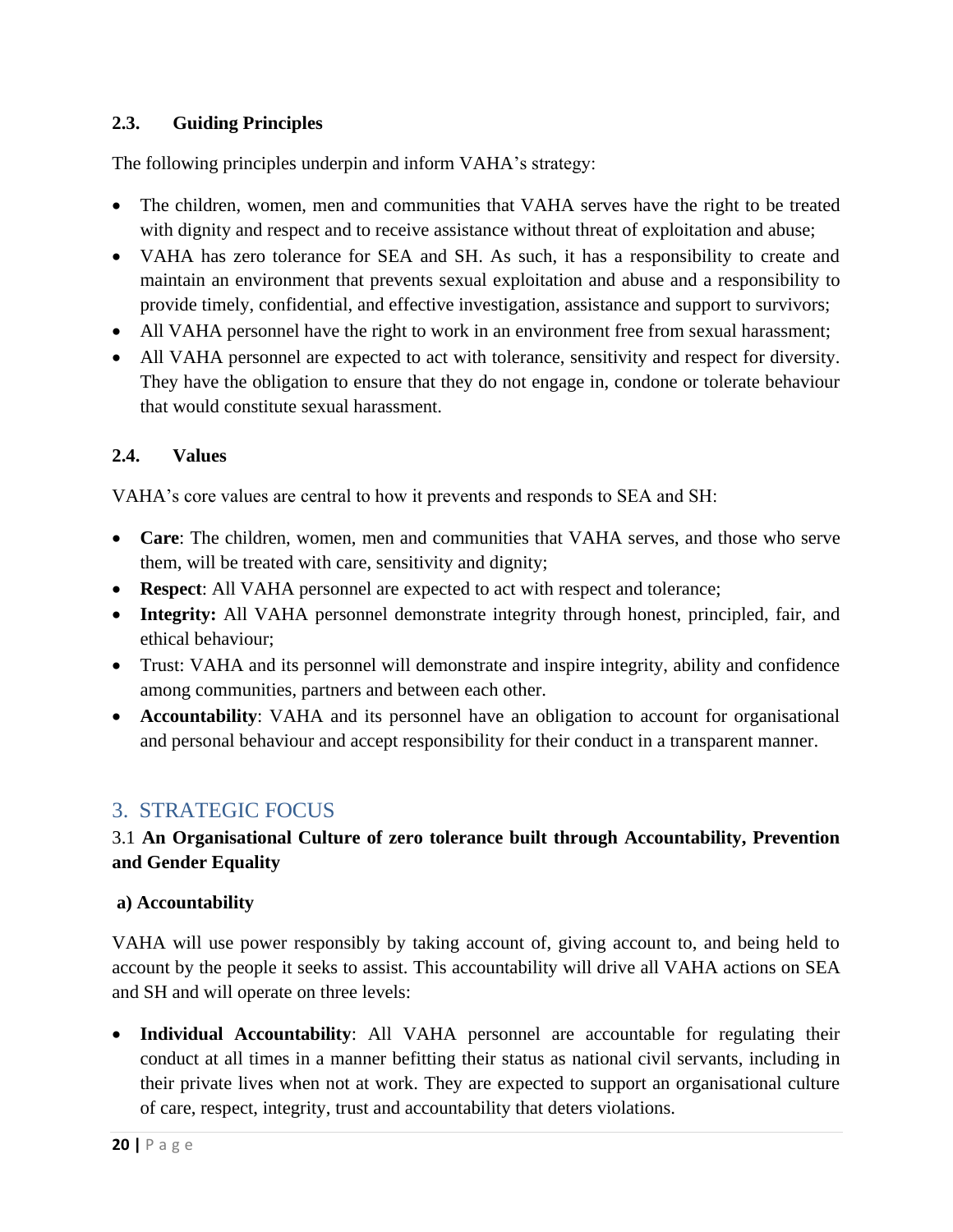### 2.3. Guiding Principles

The following principles underpin and inform VAHA's strategy:

- The children, women, men and communities that VAHA serves have the right to be treated with dignity and respect and to receive assistance without threat of exploitation and abuse;
- VAHA has zero tolerance for SEA and SH. As such, it has a responsibility to create and maintain an environment that prevents sexual exploitation and abuse and a responsibility to provide timely, confidential, and effective investigation, assistance and support to survivors;
- All VAHA personnel have the right to work in an environment free from sexual harassment;
- All VAHA personnel are expected to act with tolerance, sensitivity and respect for diversity. They have the obligation to ensure that they do not engage in, condone or tolerate behaviour that would constitute sexual harassment.

### 2.4. Values

VAHA's core values are central to how it prevents and responds to SEA and SH:

- **Care**: The children, women, men and communities that VAHA serves, and those who serve them, will be treated with care, sensitivity and dignity;
- **Respect**: All VAHA personnel are expected to act with respect and tolerance;
- **Integrity:** All VAHA personnel demonstrate integrity through honest, principled, fair, and ethical behaviour;
- Trust: VAHA and its personnel will demonstrate and inspire integrity, ability and confidence among communities, partners and between each other.
- **Accountability**: VAHA and its personnel have an obligation to account for organisational and personal behaviour and accept responsibility for their conduct in a transparent manner.

## 3. STRATEGIC FOCUS

### 3.1 An Organisational Culture of zero tolerance built through Accountability, Prevention and Gender Equality

#### a) Accountability

VAHA will use power responsibly by taking account of, giving account to, and being held to account by the people it seeks to assist. This accountability will drive all VAHA actions on SEA and SH and will operate on three levels:

- **Individual Accountability**: All VAHA personnel are accountable for regulating their conduct at all times in a manner befitting their status as national civil servants, including in their private lives when not at work. They are expected to support an organisational culture of care, respect, integrity, trust and accountability that deters violations.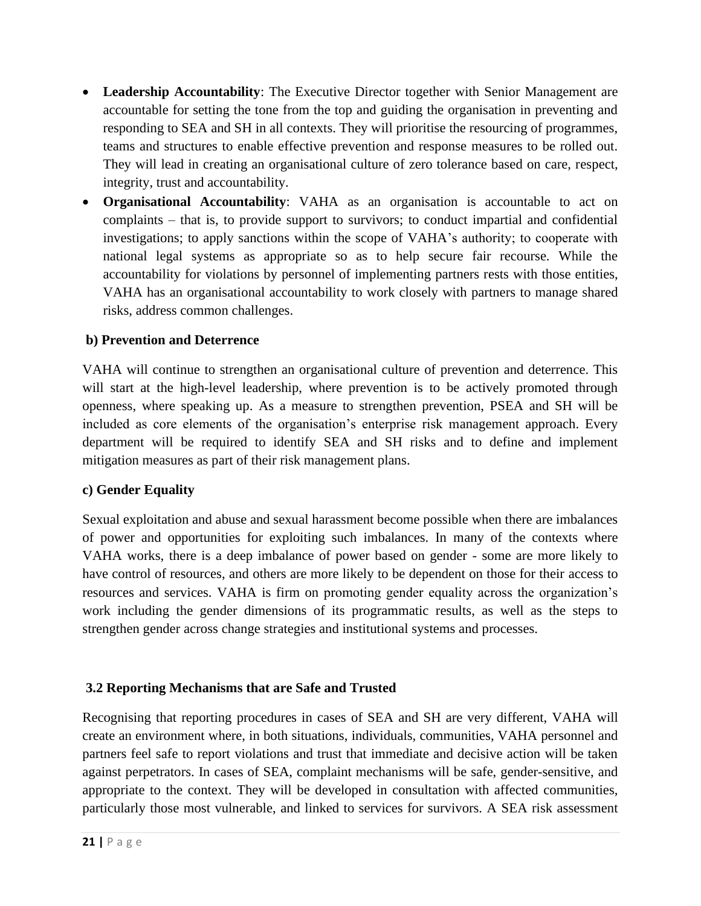- **Leadership Accountability**: The Executive Director together with Senior Management are accountable for setting the tone from the top and guiding the organisation in preventing and responding to SEA and SH in all contexts. They will prioritise the resourcing of programmes, teams and structures to enable effective prevention and response measures to be rolled out. They will lead in creating an organisational culture of zero tolerance based on care, respect, integrity, trust and accountability.
- **Organisational Accountability**: VAHA as an organisation is accountable to act on complaints – that is, to provide support to survivors; to conduct impartial and confidential investigations; to apply sanctions within the scope of VAHA's authority; to cooperate with national legal systems as appropriate so as to help secure fair recourse. While the accountability for violations by personnel of implementing partners rests with those entities, VAHA has an organisational accountability to work closely with partners to manage shared risks, address common challenges.

**b) Prevention and Deterrence**

VAHA will continue to strengthen an organisational culture of prevention and deterrence. This will start at the high-level leadership, where prevention is to be actively promoted through openness, where speaking up. As a measure to strengthen prevention, PSEA and SH will be included as core elements of the organisation's enterprise risk management approach. Every department will be required to identify SEA and SH risks and to define and implement mitigation measures as part of their risk management plans.

**c) Gender Equality**

Sexual exploitation and abuse and sexual harassment become possible when there are imbalances of power and opportunities for exploiting such imbalances. In many of the contexts where VAHA works, there is a deep imbalance of power based on gender - some are more likely to have control of resources, and others are more likely to be dependent on those for their access to resources and services. VAHA is firm on promoting gender equality across the organization's work including the gender dimensions of its programmatic results, as well as the steps to strengthen gender across change strategies and institutional systems and processes.

## 3.2 Reporting Mechanisms that are Safe and Trusted

Recognising that reporting procedures in cases of SEA and SH are very different, VAHA will create an environment where, in both situations, individuals, communities, VAHA personnel and partners feel safe to report violations and trust that immediate and decisive action will be taken against perpetrators. In cases of SEA, complaint mechanisms will be safe, gender-sensitive, and appropriate to the context. They will be developed in consultation with affected communities, particularly those most vulnerable, and linked to services for survivors. A SEA risk assessment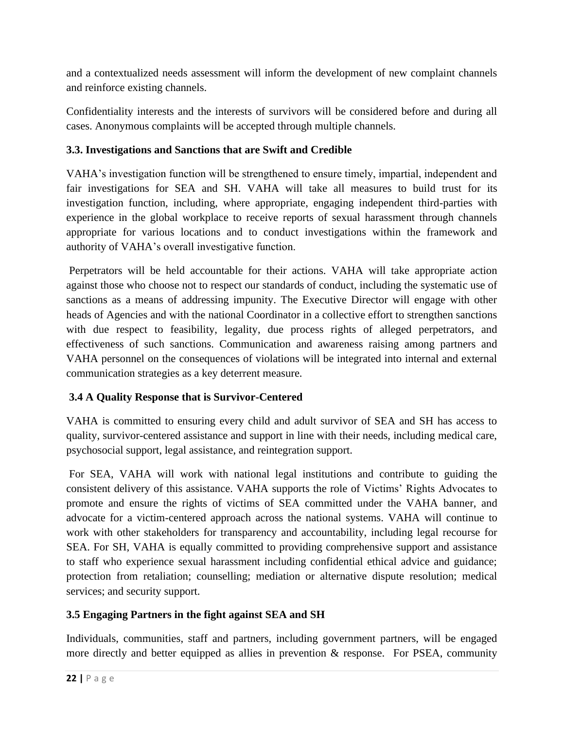and a contextualized needs assessment will inform the development of new complaint channels and reinforce existing channels.

Confidentiality interests and the interests of survivors will be considered before and during all cases. Anonymous complaints will be accepted through multiple channels.

### 3.3. Investigations and Sanctions that are Swift and Credible

VAHA's investigation function will be strengthened to ensure timely, impartial, independent and fair investigations for SEA and SH. VAHA will take all measures to build trust for its investigation function, including, where appropriate, engaging independent third-parties with experience in the global workplace to receive reports of sexual harassment through channels appropriate for various locations and to conduct investigations within the framework and authority of VAHA's overall investigative function.

Perpetrators will be held accountable for their actions. VAHA will take appropriate action against those who choose not to respect our standards of conduct, including the systematic use of sanctions as a means of addressing impunity. The Executive Director will engage with other heads of Agencies and with the national Coordinator in a collective effort to strengthen sanctions with due respect to feasibility, legality, due process rights of alleged perpetrators, and effectiveness of such sanctions. Communication and awareness raising among partners and VAHA personnel on the consequences of violations will be integrated into internal and external communication strategies as a key deterrent measure.

### 3.4 A Quality Response that is Survivor-Centered

VAHA is committed to ensuring every child and adult survivor of SEA and SH has access to quality, survivor-centered assistance and support in line with their needs, including medical care, psychosocial support, legal assistance, and reintegration support.

For SEA, VAHA will work with national legal institutions and contribute to guiding the consistent delivery of this assistance. VAHA supports the role of Victims' Rights Advocates to promote and ensure the rights of victims of SEA committed under the VAHA banner, and advocate for a victim-centered approach across the national systems. VAHA will continue to work with other stakeholders for transparency and accountability, including legal recourse for SEA. For SH, VAHA is equally committed to providing comprehensive support and assistance to staff who experience sexual harassment including confidential ethical advice and guidance; protection from retaliation; counselling; mediation or alternative dispute resolution; medical services; and security support.

### 3.5 Engaging Partners in the fight against SEA and SH

Individuals, communities, staff and partners, including government partners, will be engaged more directly and better equipped as allies in prevention & response. For PSEA, community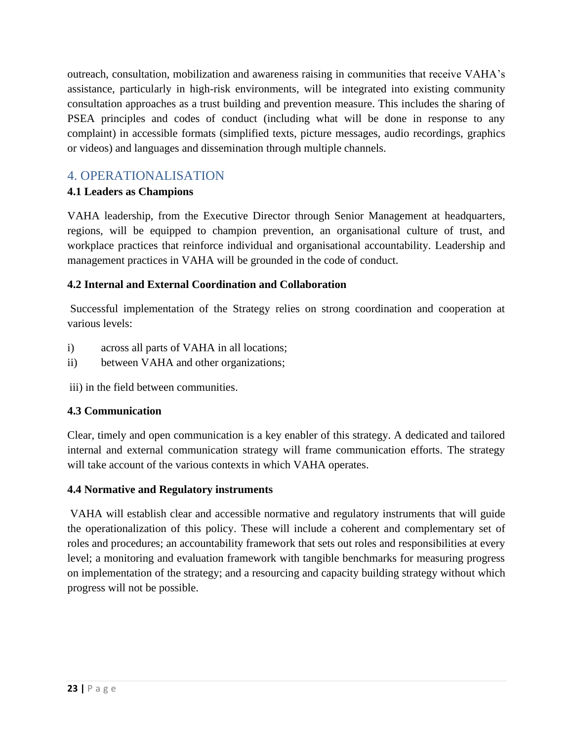outreach, consultation, mobilization and awareness raising in communities that receive VAHA's assistance, particularly in high-risk environments, will be integrated into existing community consultation approaches as a trust building and prevention measure. This includes the sharing of PSEA principles and codes of conduct (including what will be done in response to any complaint) in accessible formats (simplified texts, picture messages, audio recordings, graphics or videos) and languages and dissemination through multiple channels.

## 4. OPERATIONALISATION

### 4.1 Leaders as Champions

VAHA leadership, from the Executive Director through Senior Management at headquarters, regions, will be equipped to champion prevention, an organisational culture of trust, and workplace practices that reinforce individual and organisational accountability. Leadership and management practices in VAHA will be grounded in the code of conduct.

### 4.2 Internal and External Coordination and Collaboration

Successful implementation of the Strategy relies on strong coordination and cooperation at various levels:

i) across all parts of VAHA in all locations;
ii) between VAHA and other organizations;
iii) in the field between communities.

### 4.3 Communication

Clear, timely and open communication is a key enabler of this strategy. A dedicated and tailored internal and external communication strategy will frame communication efforts. The strategy will take account of the various contexts in which VAHA operates.

### 4.4 Normative and Regulatory instruments

VAHA will establish clear and accessible normative and regulatory instruments that will guide the operationalization of this policy. These will include a coherent and complementary set of roles and procedures; an accountability framework that sets out roles and responsibilities at every level; a monitoring and evaluation framework with tangible benchmarks for measuring progress on implementation of the strategy; and a resourcing and capacity building strategy without which progress will not be possible.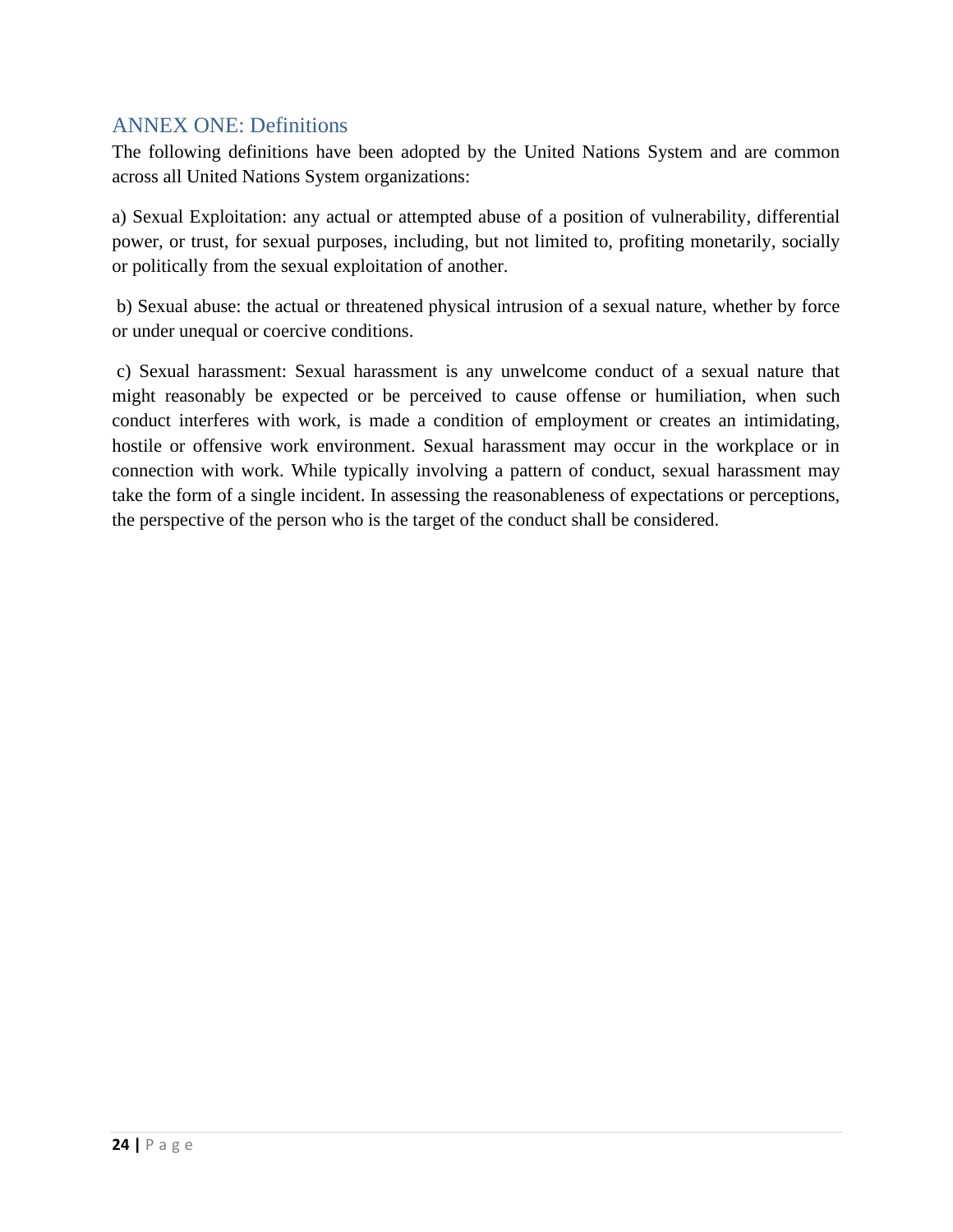## ANNEX ONE: Definitions

The following definitions have been adopted by the United Nations System and are common across all United Nations System organizations:

a) Sexual Exploitation: any actual or attempted abuse of a position of vulnerability, differential power, or trust, for sexual purposes, including, but not limited to, profiting monetarily, socially or politically from the sexual exploitation of another.

b) Sexual abuse: the actual or threatened physical intrusion of a sexual nature, whether by force or under unequal or coercive conditions.

c) Sexual harassment: Sexual harassment is any unwelcome conduct of a sexual nature that might reasonably be expected or be perceived to cause offense or humiliation, when such conduct interferes with work, is made a condition of employment or creates an intimidating, hostile or offensive work environment. Sexual harassment may occur in the workplace or in connection with work. While typically involving a pattern of conduct, sexual harassment may take the form of a single incident. In assessing the reasonableness of expectations or perceptions, the perspective of the person who is the target of the conduct shall be considered.